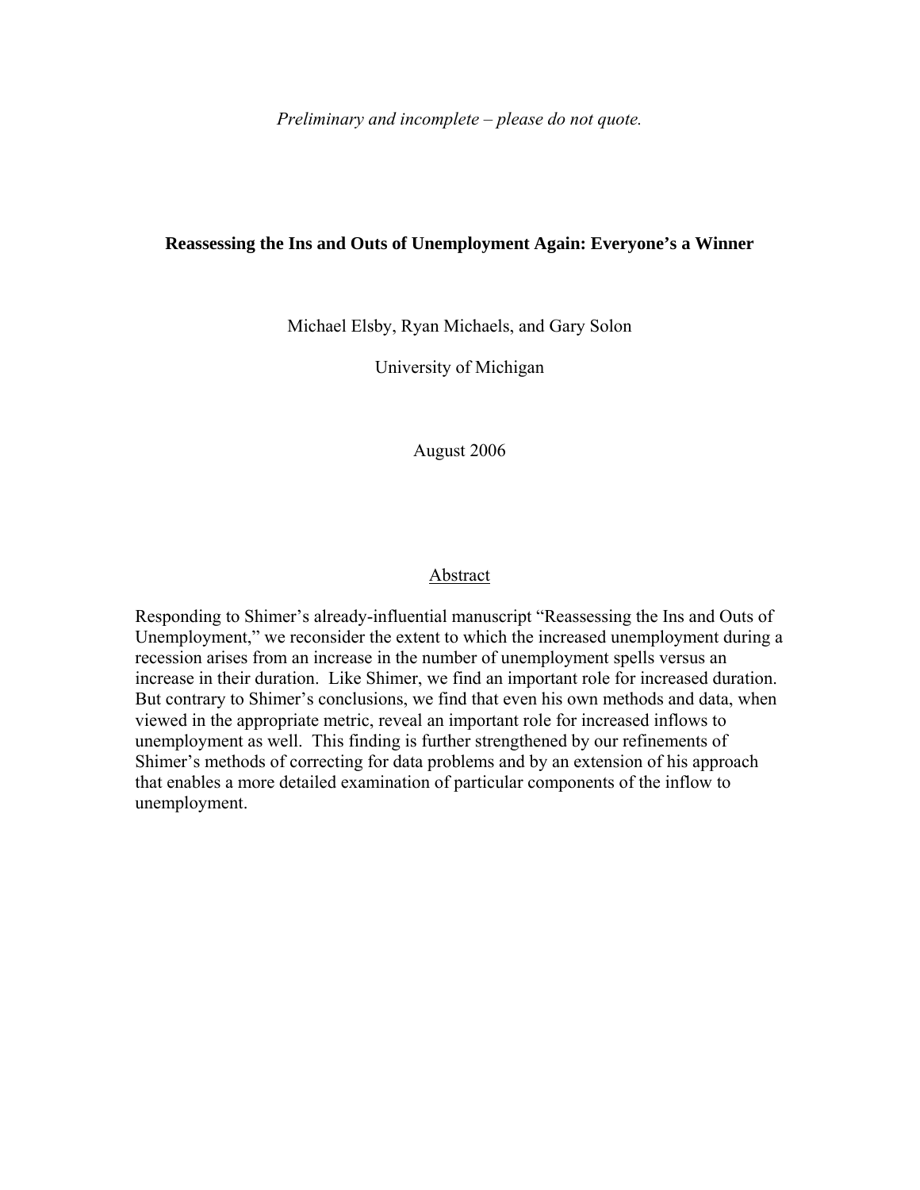*Preliminary and incomplete – please do not quote.*

# Reassessing the Ins and Outs of Unemployment Again: Everyone's a Winner

Michael Elsby, Ryan Michaels, and Gary Solon

University of Michigan

August 2006

## Abstract

Responding to Shimer's already-influential manuscript "Reassessing the Ins and Outs of Unemployment," we reconsider the extent to which the increased unemployment during a recession arises from an increase in the number of unemployment spells versus an increase in their duration. Like Shimer, we find an important role for increased duration. But contrary to Shimer's conclusions, we find that even his own methods and data, when viewed in the appropriate metric, reveal an important role for increased inflows to unemployment as well. This finding is further strengthened by our refinements of Shimer's methods of correcting for data problems and by an extension of his approach that enables a more detailed examination of particular components of the inflow to unemployment.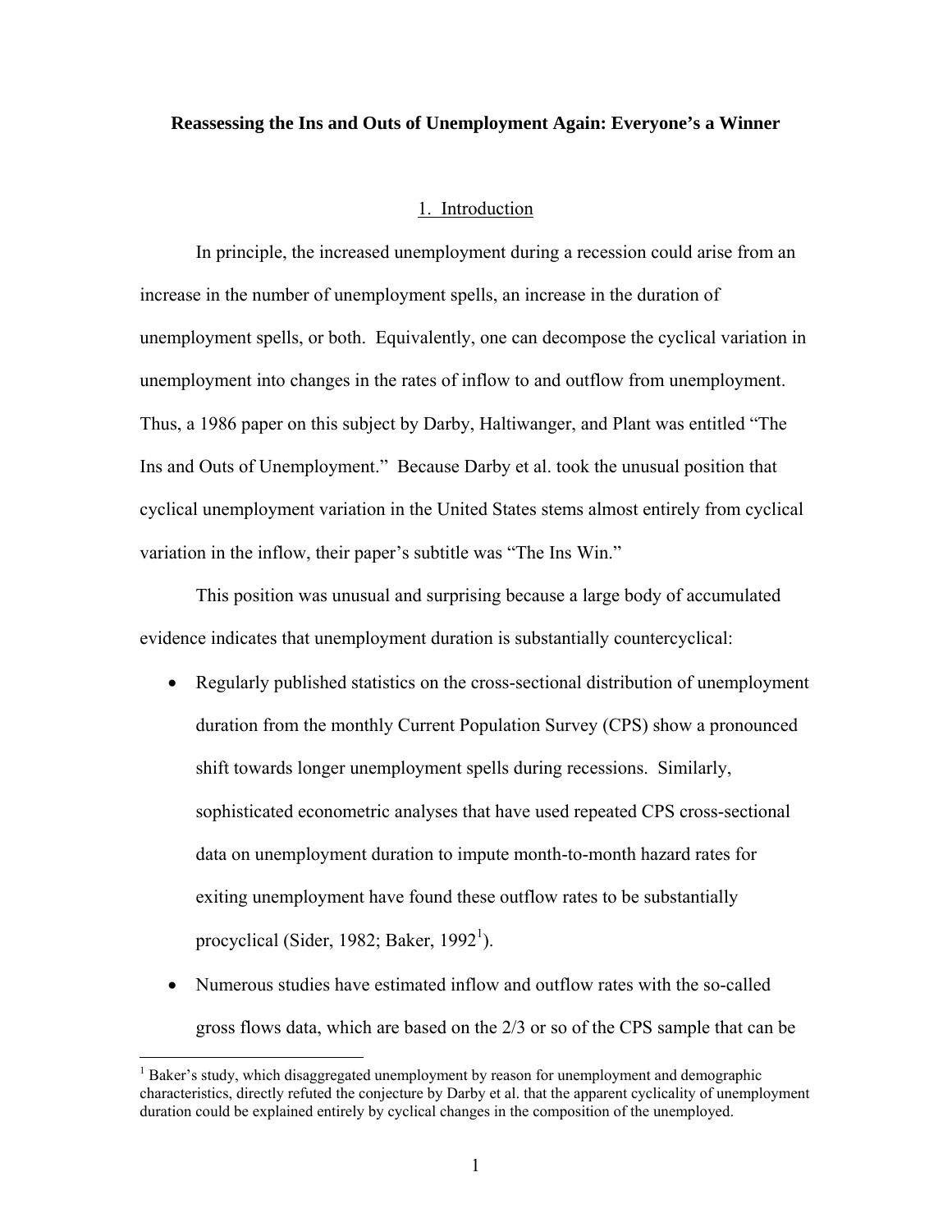**Reassessing the Ins and Outs of Unemployment Again: Everyone's a Winner**

## 1. Introduction

In principle, the increased unemployment during a recession could arise from an increase in the number of unemployment spells, an increase in the duration of unemployment spells, or both. Equivalently, one can decompose the cyclical variation in unemployment into changes in the rates of inflow to and outflow from unemployment. Thus, a 1986 paper on this subject by Darby, Haltiwanger, and Plant was entitled "The Ins and Outs of Unemployment." Because Darby et al. took the unusual position that cyclical unemployment variation in the United States stems almost entirely from cyclical variation in the inflow, their paper's subtitle was "The Ins Win."

This position was unusual and surprising because a large body of accumulated evidence indicates that unemployment duration is substantially countercyclical:

- Regularly published statistics on the cross-sectional distribution of unemployment duration from the monthly Current Population Survey (CPS) show a pronounced shift towards longer unemployment spells during recessions. Similarly, sophisticated econometric analyses that have used repeated CPS cross-sectional data on unemployment duration to impute month-to-month hazard rates for exiting unemployment have found these outflow rates to be substantially procyclical (Sider, 1982; Baker, 1992[1]).
- Numerous studies have estimated inflow and outflow rates with the so-called gross flows data, which are based on the 2/3 or so of the CPS sample that can be

[1] Baker's study, which disaggregated unemployment by reason for unemployment and demographic characteristics, directly refuted the conjecture by Darby et al. that the apparent cyclicality of unemployment duration could be explained entirely by cyclical changes in the composition of the unemployed.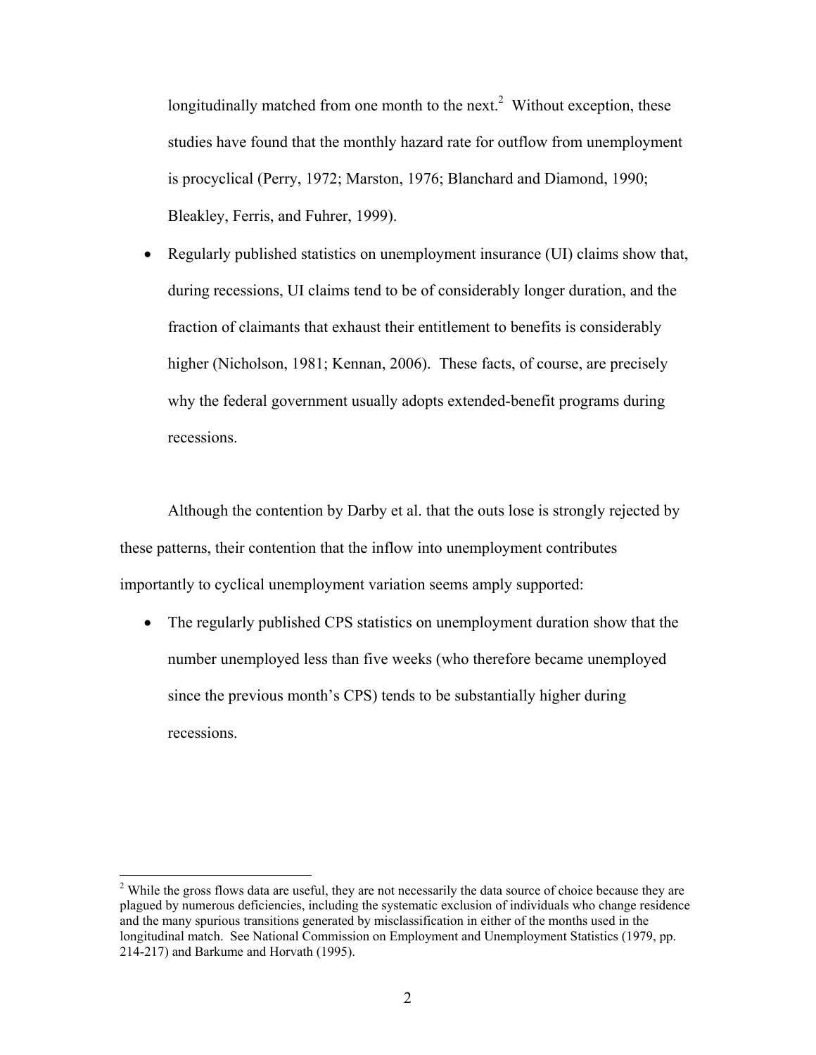longitudinally matched from one month to the next.[2] Without exception, these studies have found that the monthly hazard rate for outflow from unemployment is procyclical (Perry, 1972; Marston, 1976; Blanchard and Diamond, 1990; Bleakley, Ferris, and Fuhrer, 1999).

- Regularly published statistics on unemployment insurance (UI) claims show that, during recessions, UI claims tend to be of considerably longer duration, and the fraction of claimants that exhaust their entitlement to benefits is considerably higher (Nicholson, 1981; Kennan, 2006). These facts, of course, are precisely why the federal government usually adopts extended-benefit programs during recessions.

Although the contention by Darby et al. that the outs lose is strongly rejected by these patterns, their contention that the inflow into unemployment contributes importantly to cyclical unemployment variation seems amply supported:

- The regularly published CPS statistics on unemployment duration show that the number unemployed less than five weeks (who therefore became unemployed since the previous month's CPS) tends to be substantially higher during recessions.

[2] While the gross flows data are useful, they are not necessarily the data source of choice because they are plagued by numerous deficiencies, including the systematic exclusion of individuals who change residence and the many spurious transitions generated by misclassification in either of the months used in the longitudinal match. See National Commission on Employment and Unemployment Statistics (1979, pp. 214-217) and Barkume and Horvath (1995).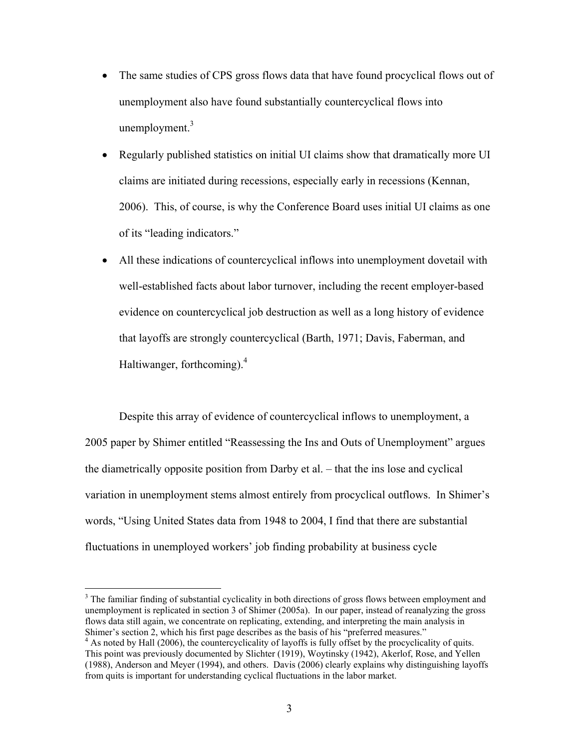- The same studies of CPS gross flows data that have found procyclical flows out of unemployment also have found substantially countercyclical flows into unemployment.[3]
- Regularly published statistics on initial UI claims show that dramatically more UI claims are initiated during recessions, especially early in recessions (Kennan, 2006). This, of course, is why the Conference Board uses initial UI claims as one of its "leading indicators."
- All these indications of countercyclical inflows into unemployment dovetail with well-established facts about labor turnover, including the recent employer-based evidence on countercyclical job destruction as well as a long history of evidence that layoffs are strongly countercyclical (Barth, 1971; Davis, Faberman, and Haltiwanger, forthcoming).[4]

Despite this array of evidence of countercyclical inflows to unemployment, a 2005 paper by Shimer entitled "Reassessing the Ins and Outs of Unemployment" argues the diametrically opposite position from Darby et al. – that the ins lose and cyclical variation in unemployment stems almost entirely from procyclical outflows. In Shimer's words, "Using United States data from 1948 to 2004, I find that there are substantial fluctuations in unemployed workers' job finding probability at business cycle

[3] The familiar finding of substantial cyclicality in both directions of gross flows between employment and unemployment is replicated in section 3 of Shimer (2005a). In our paper, instead of reanalyzing the gross flows data still again, we concentrate on replicating, extending, and interpreting the main analysis in Shimer's section 2, which his first page describes as the basis of his "preferred measures."

[4] As noted by Hall (2006), the countercyclicality of layoffs is fully offset by the procyclicality of quits. This point was previously documented by Slichter (1919), Woytinsky (1942), Akerlof, Rose, and Yellen (1988), Anderson and Meyer (1994), and others. Davis (2006) clearly explains why distinguishing layoffs from quits is important for understanding cyclical fluctuations in the labor market.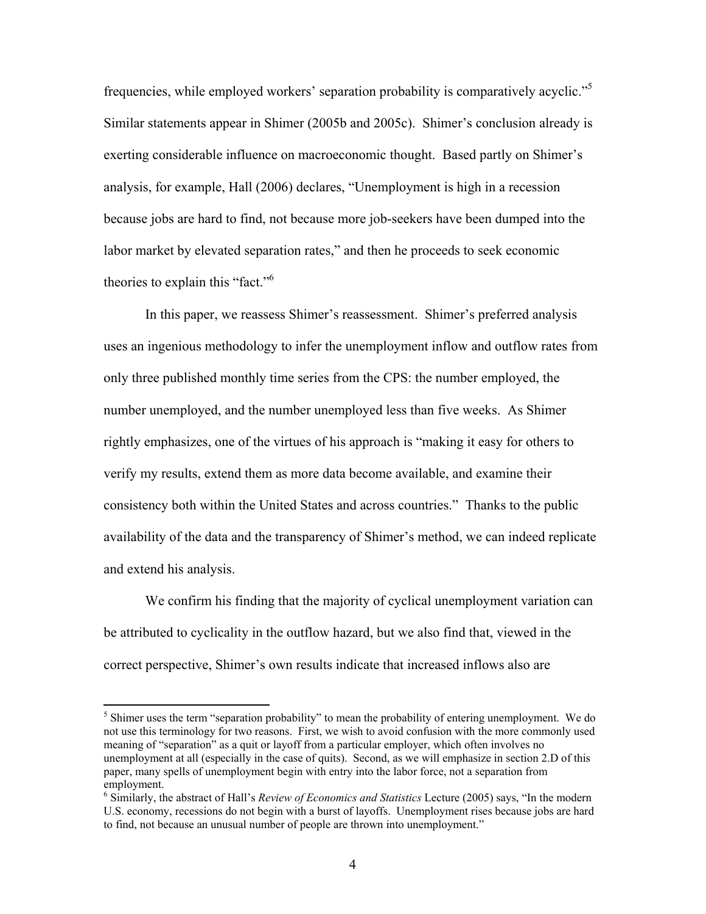frequencies, while employed workers' separation probability is comparatively acyclic."[5] Similar statements appear in Shimer (2005b and 2005c). Shimer's conclusion already is exerting considerable influence on macroeconomic thought. Based partly on Shimer's analysis, for example, Hall (2006) declares, "Unemployment is high in a recession because jobs are hard to find, not because more job-seekers have been dumped into the labor market by elevated separation rates," and then he proceeds to seek economic theories to explain this "fact."[6]

In this paper, we reassess Shimer's reassessment. Shimer's preferred analysis uses an ingenious methodology to infer the unemployment inflow and outflow rates from only three published monthly time series from the CPS: the number employed, the number unemployed, and the number unemployed less than five weeks. As Shimer rightly emphasizes, one of the virtues of his approach is "making it easy for others to verify my results, extend them as more data become available, and examine their consistency both within the United States and across countries." Thanks to the public availability of the data and the transparency of Shimer's method, we can indeed replicate and extend his analysis.

We confirm his finding that the majority of cyclical unemployment variation can be attributed to cyclicality in the outflow hazard, but we also find that, viewed in the correct perspective, Shimer's own results indicate that increased inflows also are

---

[5] Shimer uses the term "separation probability" to mean the probability of entering unemployment. We do not use this terminology for two reasons. First, we wish to avoid confusion with the more commonly used meaning of "separation" as a quit or layoff from a particular employer, which often involves no unemployment at all (especially in the case of quits). Second, as we will emphasize in section 2.D of this paper, many spells of unemployment begin with entry into the labor force, not a separation from employment.

[6] Similarly, the abstract of Hall's *Review of Economics and Statistics* Lecture (2005) says, "In the modern U.S. economy, recessions do not begin with a burst of layoffs. Unemployment rises because jobs are hard to find, not because an unusual number of people are thrown into unemployment."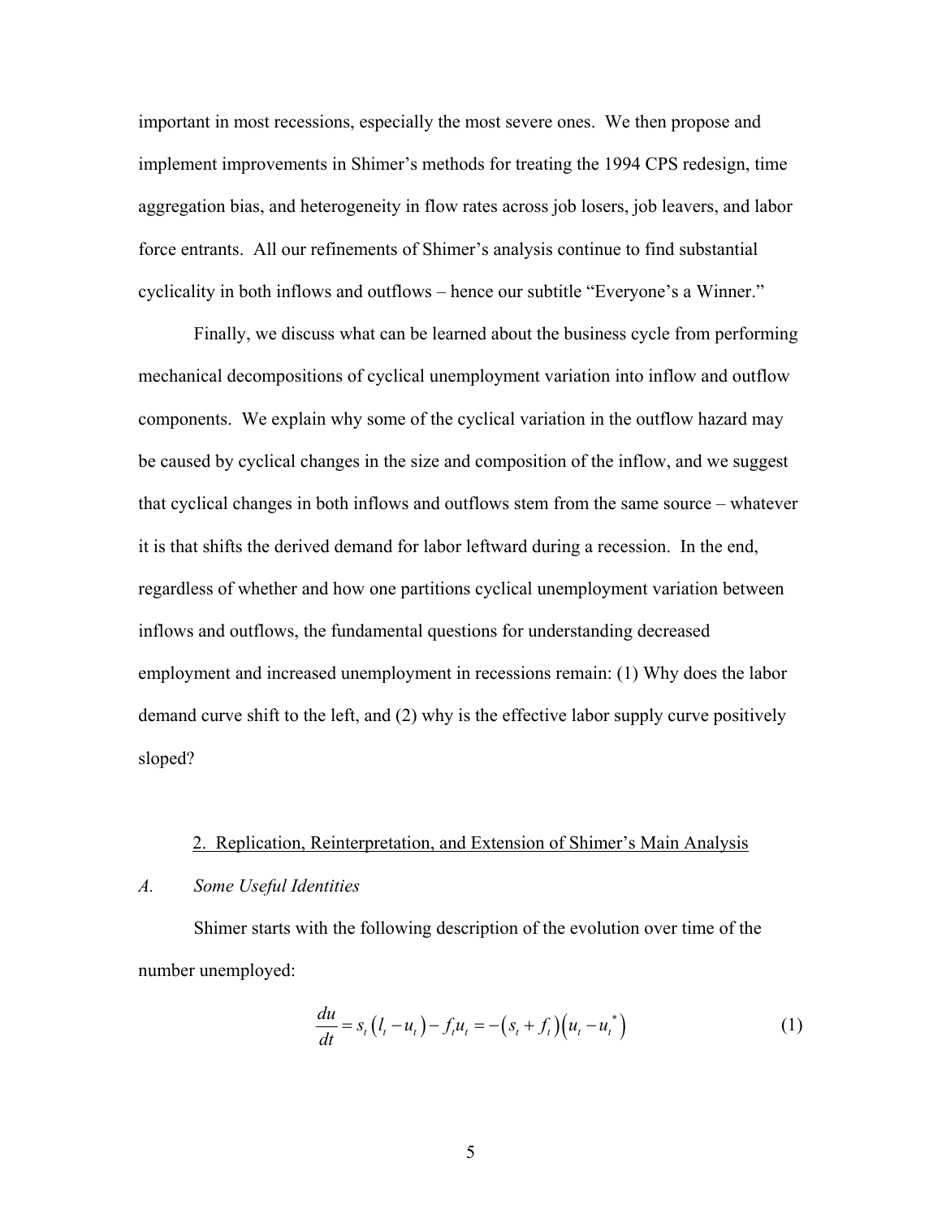important in most recessions, especially the most severe ones. We then propose and implement improvements in Shimer's methods for treating the 1994 CPS redesign, time aggregation bias, and heterogeneity in flow rates across job losers, job leavers, and labor force entrants. All our refinements of Shimer's analysis continue to find substantial cyclicality in both inflows and outflows – hence our subtitle "Everyone's a Winner."

Finally, we discuss what can be learned about the business cycle from performing mechanical decompositions of cyclical unemployment variation into inflow and outflow components. We explain why some of the cyclical variation in the outflow hazard may be caused by cyclical changes in the size and composition of the inflow, and we suggest that cyclical changes in both inflows and outflows stem from the same source – whatever it is that shifts the derived demand for labor leftward during a recession. In the end, regardless of whether and how one partitions cyclical unemployment variation between inflows and outflows, the fundamental questions for understanding decreased employment and increased unemployment in recessions remain: (1) Why does the labor demand curve shift to the left, and (2) why is the effective labor supply curve positively sloped?

## 2. Replication, Reinterpretation, and Extension of Shimer's Main Analysis

### *A. Some Useful Identities*

Shimer starts with the following description of the evolution over time of the number unemployed:

$$\frac{du}{dt} = s_t\left(l_t - u_t\right) - f_t u_t = -\left(s_t + f_t\right)\left(u_t - u_t^*\right) \tag{1}$$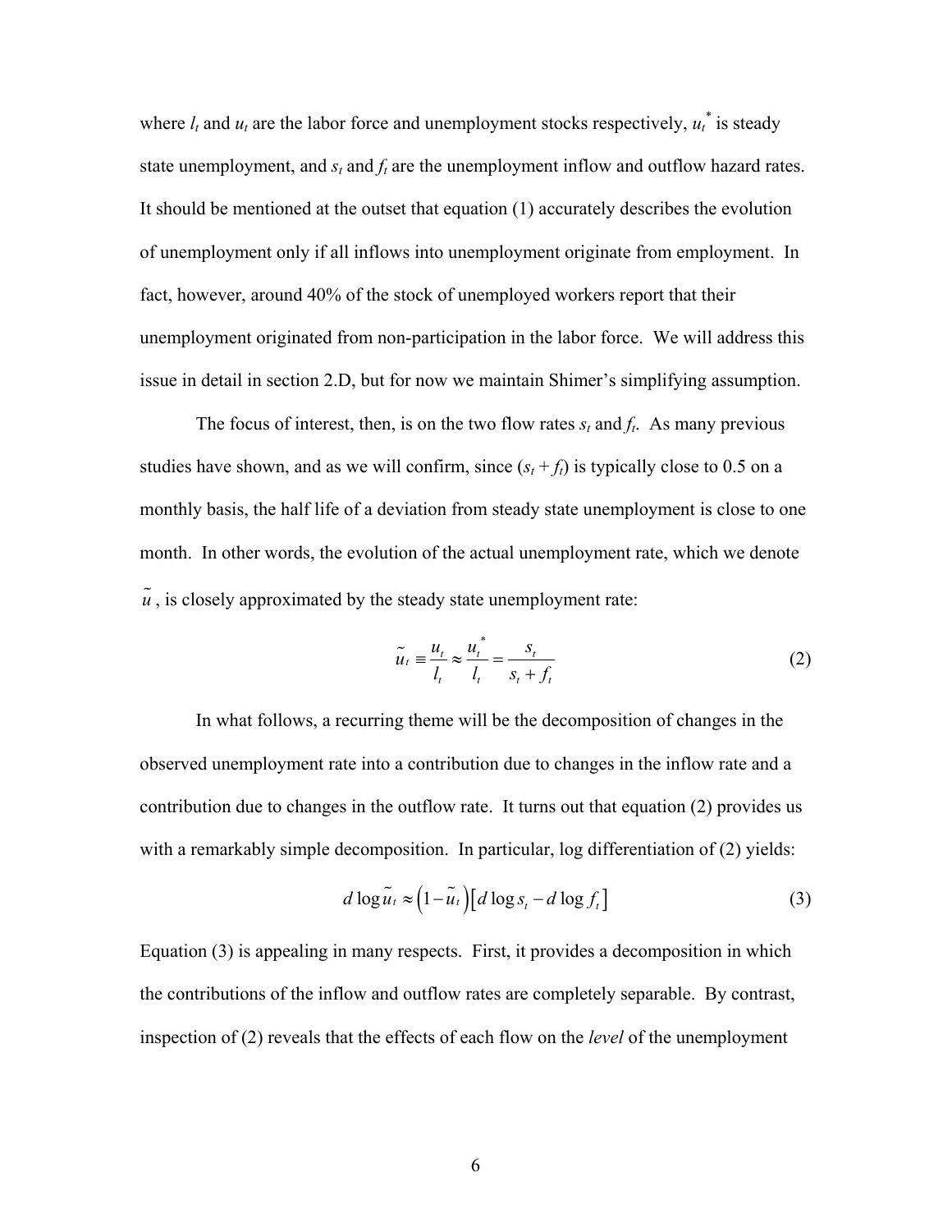where $l_t$ and $u_t$ are the labor force and unemployment stocks respectively, $u_t^*$ is steady state unemployment, and $s_t$ and $f_t$ are the unemployment inflow and outflow hazard rates. It should be mentioned at the outset that equation (1) accurately describes the evolution of unemployment only if all inflows into unemployment originate from employment. In fact, however, around 40% of the stock of unemployed workers report that their unemployment originated from non-participation in the labor force. We will address this issue in detail in section 2.D, but for now we maintain Shimer's simplifying assumption.

The focus of interest, then, is on the two flow rates $s_t$ and $f_t$. As many previous studies have shown, and as we will confirm, since $(s_t + f_t)$ is typically close to 0.5 on a monthly basis, the half life of a deviation from steady state unemployment is close to one month. In other words, the evolution of the actual unemployment rate, which we denote $\tilde{u}$, is closely approximated by the steady state unemployment rate:

$$\tilde{u}_t \equiv \frac{u_t}{l_t} \approx \frac{u_t^*}{l_t} = \frac{s_t}{s_t + f_t} \tag{2}$$

In what follows, a recurring theme will be the decomposition of changes in the observed unemployment rate into a contribution due to changes in the inflow rate and a contribution due to changes in the outflow rate. It turns out that equation (2) provides us with a remarkably simple decomposition. In particular, log differentiation of (2) yields:

$$d \log \tilde{u}_t \approx \left(1 - \tilde{u}_t\right)\left[d \log s_t - d \log f_t\right] \tag{3}$$

Equation (3) is appealing in many respects. First, it provides a decomposition in which the contributions of the inflow and outflow rates are completely separable. By contrast, inspection of (2) reveals that the effects of each flow on the *level* of the unemployment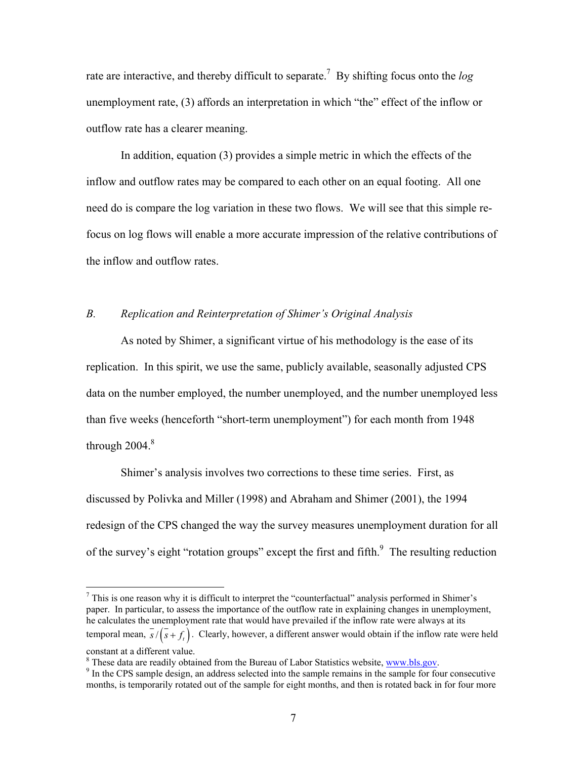rate are interactive, and thereby difficult to separate.[7] By shifting focus onto the *log* unemployment rate, (3) affords an interpretation in which "the" effect of the inflow or outflow rate has a clearer meaning.

In addition, equation (3) provides a simple metric in which the effects of the inflow and outflow rates may be compared to each other on an equal footing. All one need do is compare the log variation in these two flows. We will see that this simple re-focus on log flows will enable a more accurate impression of the relative contributions of the inflow and outflow rates.

### *B. Replication and Reinterpretation of Shimer's Original Analysis*

As noted by Shimer, a significant virtue of his methodology is the ease of its replication. In this spirit, we use the same, publicly available, seasonally adjusted CPS data on the number employed, the number unemployed, and the number unemployed less than five weeks (henceforth "short-term unemployment") for each month from 1948 through 2004.[8]

Shimer's analysis involves two corrections to these time series. First, as discussed by Polivka and Miller (1998) and Abraham and Shimer (2001), the 1994 redesign of the CPS changed the way the survey measures unemployment duration for all of the survey's eight "rotation groups" except the first and fifth.[9] The resulting reduction

---

[7] This is one reason why it is difficult to interpret the "counterfactual" analysis performed in Shimer's paper. In particular, to assess the importance of the outflow rate in explaining changes in unemployment, he calculates the unemployment rate that would have prevailed if the inflow rate were always at its temporal mean, $\bar{s}/\left(\bar{s}+f_t\right)$. Clearly, however, a different answer would obtain if the inflow rate were held constant at a different value.

[8] These data are readily obtained from the Bureau of Labor Statistics website, www.bls.gov.

[9] In the CPS sample design, an address selected into the sample remains in the sample for four consecutive months, is temporarily rotated out of the sample for eight months, and then is rotated back in for four more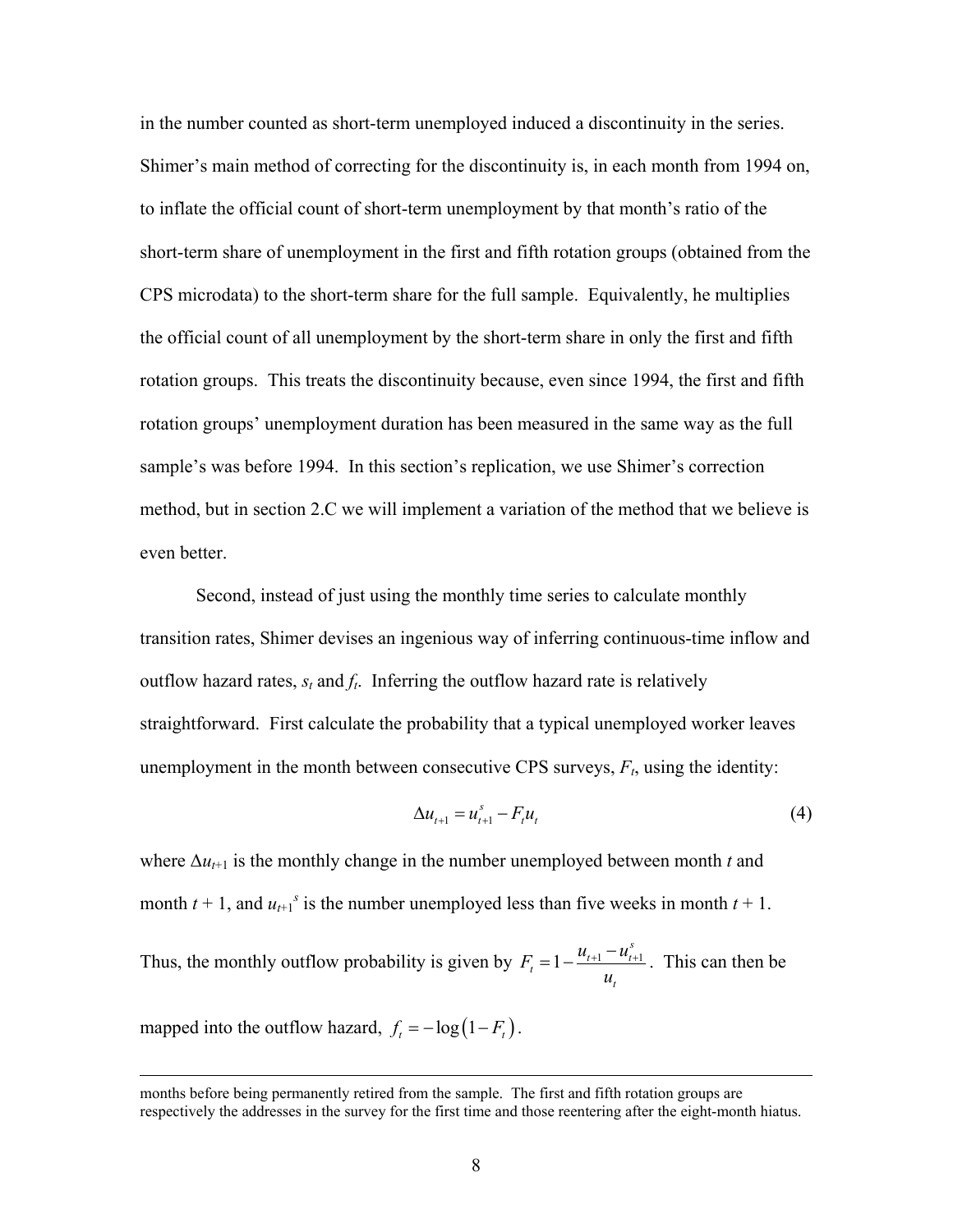in the number counted as short-term unemployed induced a discontinuity in the series. Shimer's main method of correcting for the discontinuity is, in each month from 1994 on, to inflate the official count of short-term unemployment by that month's ratio of the short-term share of unemployment in the first and fifth rotation groups (obtained from the CPS microdata) to the short-term share for the full sample. Equivalently, he multiplies the official count of all unemployment by the short-term share in only the first and fifth rotation groups. This treats the discontinuity because, even since 1994, the first and fifth rotation groups' unemployment duration has been measured in the same way as the full sample's was before 1994. In this section's replication, we use Shimer's correction method, but in section 2.C we will implement a variation of the method that we believe is even better.

Second, instead of just using the monthly time series to calculate monthly transition rates, Shimer devises an ingenious way of inferring continuous-time inflow and outflow hazard rates, $s_t$ and $f_t$. Inferring the outflow hazard rate is relatively straightforward. First calculate the probability that a typical unemployed worker leaves unemployment in the month between consecutive CPS surveys, $F_t$, using the identity:

$$\Delta u_{t+1} = u_{t+1}^s - F_t u_t \tag{4}$$

where $\Delta u_{t+1}$ is the monthly change in the number unemployed between month $t$ and month $t + 1$, and $u_{t+1}^s$ is the number unemployed less than five weeks in month $t + 1$. Thus, the monthly outflow probability is given by $F_t = 1 - \frac{u_{t+1} - u_{t+1}^s}{u_t}$. This can then be mapped into the outflow hazard, $f_t = -\log(1 - F_t)$.

---

months before being permanently retired from the sample. The first and fifth rotation groups are respectively the addresses in the survey for the first time and those reentering after the eight-month hiatus.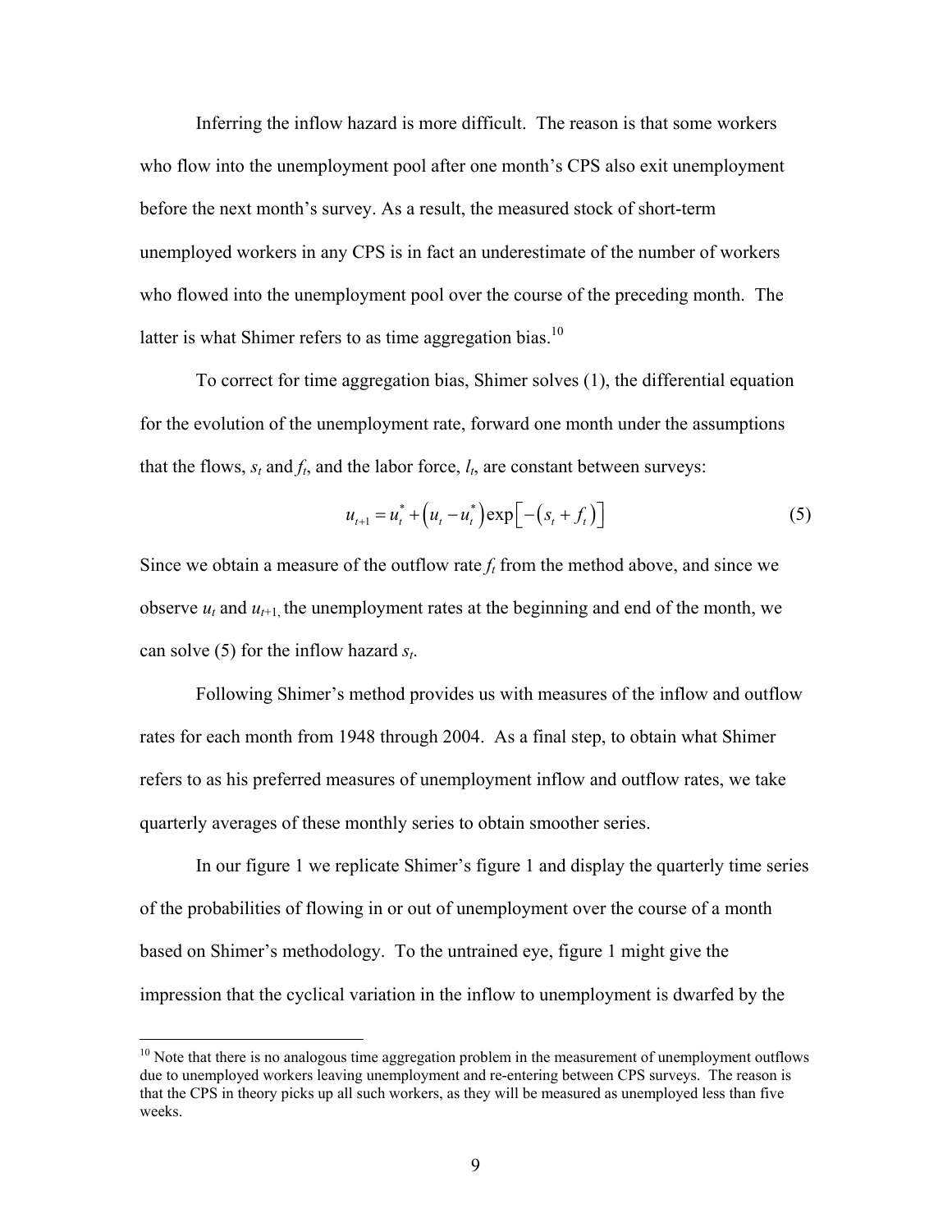Inferring the inflow hazard is more difficult. The reason is that some workers who flow into the unemployment pool after one month's CPS also exit unemployment before the next month's survey. As a result, the measured stock of short-term unemployed workers in any CPS is in fact an underestimate of the number of workers who flowed into the unemployment pool over the course of the preceding month. The latter is what Shimer refers to as time aggregation bias.[10]

To correct for time aggregation bias, Shimer solves (1), the differential equation for the evolution of the unemployment rate, forward one month under the assumptions that the flows, $s_t$ and $f_t$, and the labor force, $l_t$, are constant between surveys:

$$u_{t+1} = u_t^* + \left(u_t - u_t^*\right)\exp\left[-\left(s_t + f_t\right)\right] \tag{5}$$

Since we obtain a measure of the outflow rate $f_t$ from the method above, and since we observe $u_t$ and $u_{t+1}$, the unemployment rates at the beginning and end of the month, we can solve (5) for the inflow hazard $s_t$.

Following Shimer's method provides us with measures of the inflow and outflow rates for each month from 1948 through 2004. As a final step, to obtain what Shimer refers to as his preferred measures of unemployment inflow and outflow rates, we take quarterly averages of these monthly series to obtain smoother series.

In our figure 1 we replicate Shimer's figure 1 and display the quarterly time series of the probabilities of flowing in or out of unemployment over the course of a month based on Shimer's methodology. To the untrained eye, figure 1 might give the impression that the cyclical variation in the inflow to unemployment is dwarfed by the

---

[10] Note that there is no analogous time aggregation problem in the measurement of unemployment outflows due to unemployed workers leaving unemployment and re-entering between CPS surveys. The reason is that the CPS in theory picks up all such workers, as they will be measured as unemployed less than five weeks.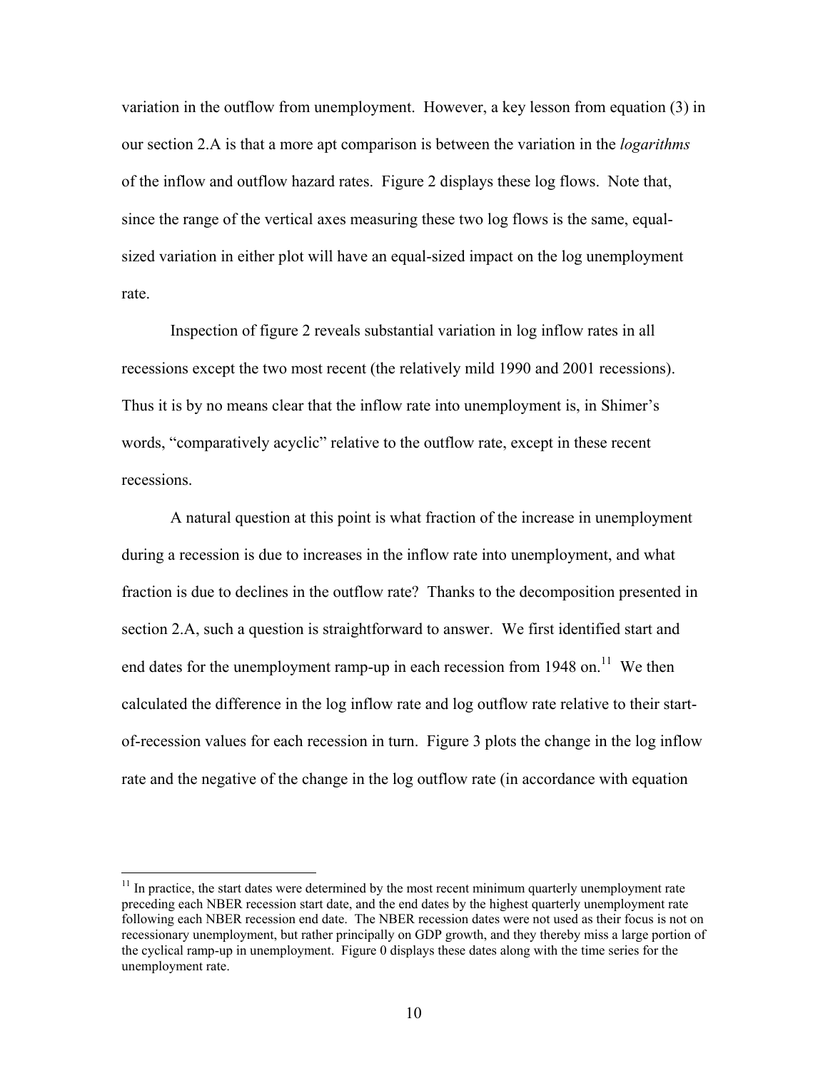variation in the outflow from unemployment. However, a key lesson from equation (3) in our section 2.A is that a more apt comparison is between the variation in the *logarithms* of the inflow and outflow hazard rates. Figure 2 displays these log flows. Note that, since the range of the vertical axes measuring these two log flows is the same, equal-sized variation in either plot will have an equal-sized impact on the log unemployment rate.

Inspection of figure 2 reveals substantial variation in log inflow rates in all recessions except the two most recent (the relatively mild 1990 and 2001 recessions). Thus it is by no means clear that the inflow rate into unemployment is, in Shimer's words, "comparatively acyclic" relative to the outflow rate, except in these recent recessions.

A natural question at this point is what fraction of the increase in unemployment during a recession is due to increases in the inflow rate into unemployment, and what fraction is due to declines in the outflow rate? Thanks to the decomposition presented in section 2.A, such a question is straightforward to answer. We first identified start and end dates for the unemployment ramp-up in each recession from 1948 on.[11] We then calculated the difference in the log inflow rate and log outflow rate relative to their start-of-recession values for each recession in turn. Figure 3 plots the change in the log inflow rate and the negative of the change in the log outflow rate (in accordance with equation

[11] In practice, the start dates were determined by the most recent minimum quarterly unemployment rate preceding each NBER recession start date, and the end dates by the highest quarterly unemployment rate following each NBER recession end date. The NBER recession dates were not used as their focus is not on recessionary unemployment, but rather principally on GDP growth, and they thereby miss a large portion of the cyclical ramp-up in unemployment. Figure 0 displays these dates along with the time series for the unemployment rate.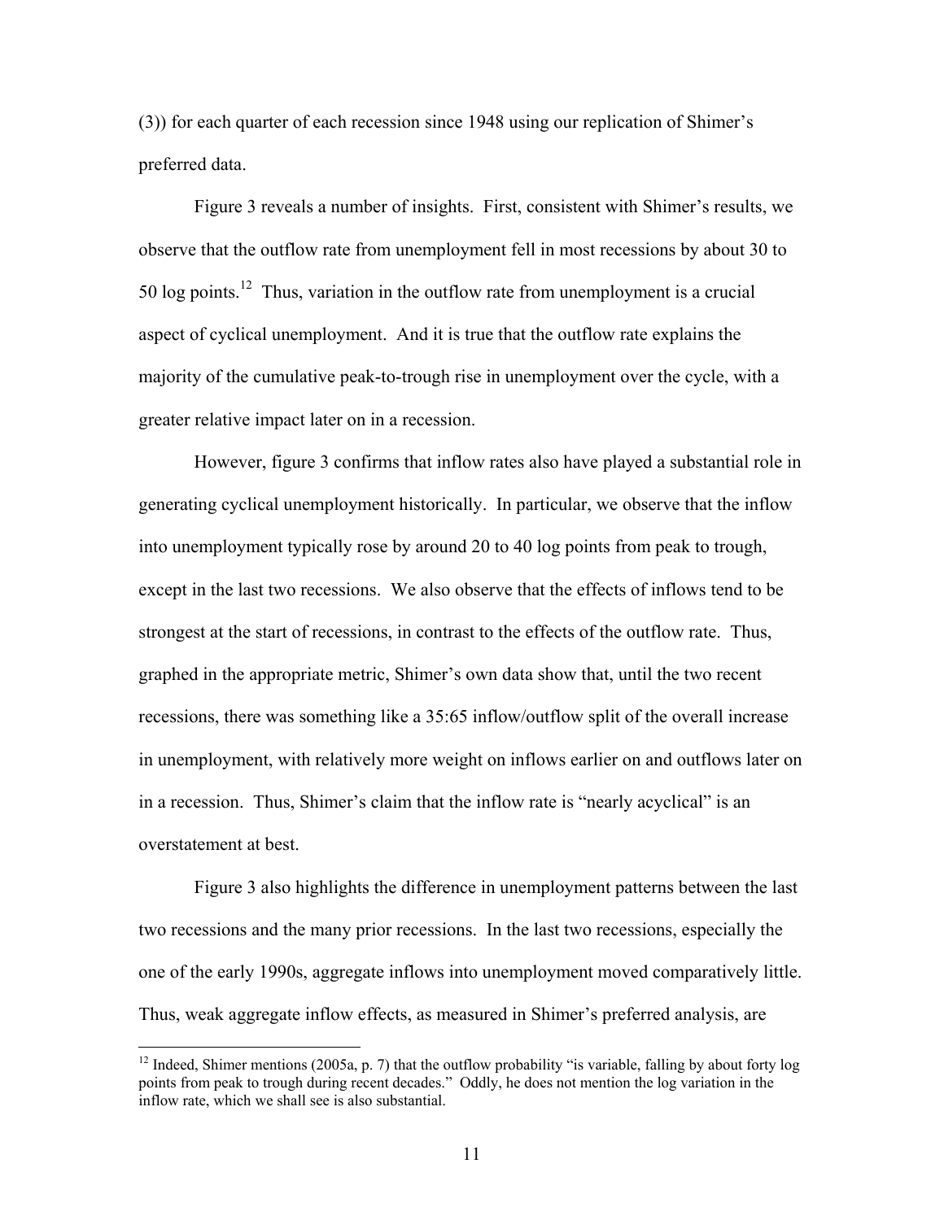(3)) for each quarter of each recession since 1948 using our replication of Shimer's preferred data.

Figure 3 reveals a number of insights. First, consistent with Shimer's results, we observe that the outflow rate from unemployment fell in most recessions by about 30 to 50 log points.[12] Thus, variation in the outflow rate from unemployment is a crucial aspect of cyclical unemployment. And it is true that the outflow rate explains the majority of the cumulative peak-to-trough rise in unemployment over the cycle, with a greater relative impact later on in a recession.

However, figure 3 confirms that inflow rates also have played a substantial role in generating cyclical unemployment historically. In particular, we observe that the inflow into unemployment typically rose by around 20 to 40 log points from peak to trough, except in the last two recessions. We also observe that the effects of inflows tend to be strongest at the start of recessions, in contrast to the effects of the outflow rate. Thus, graphed in the appropriate metric, Shimer's own data show that, until the two recent recessions, there was something like a 35:65 inflow/outflow split of the overall increase in unemployment, with relatively more weight on inflows earlier on and outflows later on in a recession. Thus, Shimer's claim that the inflow rate is "nearly acyclical" is an overstatement at best.

Figure 3 also highlights the difference in unemployment patterns between the last two recessions and the many prior recessions. In the last two recessions, especially the one of the early 1990s, aggregate inflows into unemployment moved comparatively little. Thus, weak aggregate inflow effects, as measured in Shimer's preferred analysis, are

[12] Indeed, Shimer mentions (2005a, p. 7) that the outflow probability "is variable, falling by about forty log points from peak to trough during recent decades." Oddly, he does not mention the log variation in the inflow rate, which we shall see is also substantial.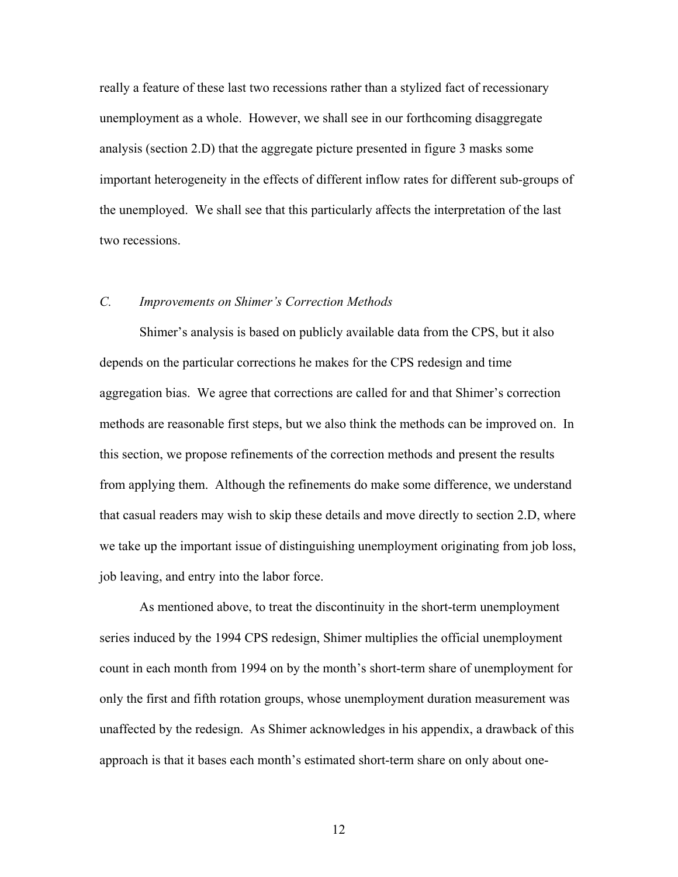really a feature of these last two recessions rather than a stylized fact of recessionary unemployment as a whole. However, we shall see in our forthcoming disaggregate analysis (section 2.D) that the aggregate picture presented in figure 3 masks some important heterogeneity in the effects of different inflow rates for different sub-groups of the unemployed. We shall see that this particularly affects the interpretation of the last two recessions.

### *C. Improvements on Shimer's Correction Methods*

Shimer's analysis is based on publicly available data from the CPS, but it also depends on the particular corrections he makes for the CPS redesign and time aggregation bias. We agree that corrections are called for and that Shimer's correction methods are reasonable first steps, but we also think the methods can be improved on. In this section, we propose refinements of the correction methods and present the results from applying them. Although the refinements do make some difference, we understand that casual readers may wish to skip these details and move directly to section 2.D, where we take up the important issue of distinguishing unemployment originating from job loss, job leaving, and entry into the labor force.

As mentioned above, to treat the discontinuity in the short-term unemployment series induced by the 1994 CPS redesign, Shimer multiplies the official unemployment count in each month from 1994 on by the month's short-term share of unemployment for only the first and fifth rotation groups, whose unemployment duration measurement was unaffected by the redesign. As Shimer acknowledges in his appendix, a drawback of this approach is that it bases each month's estimated short-term share on only about one-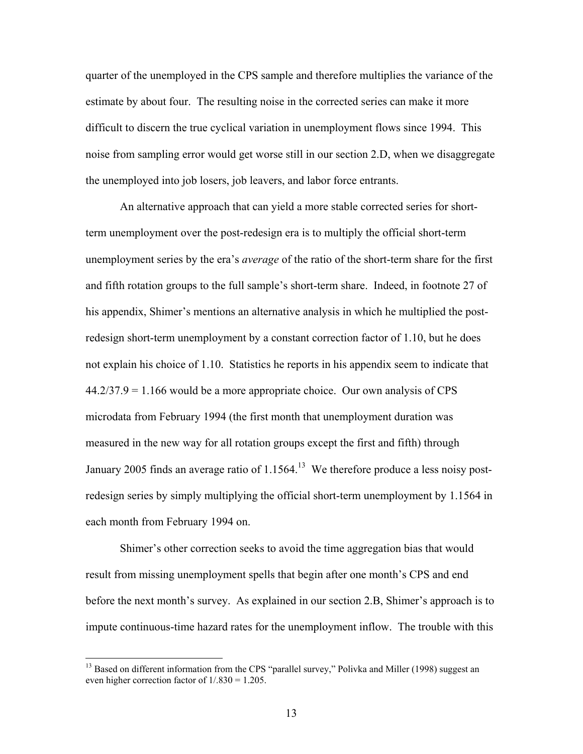quarter of the unemployed in the CPS sample and therefore multiplies the variance of the estimate by about four. The resulting noise in the corrected series can make it more difficult to discern the true cyclical variation in unemployment flows since 1994. This noise from sampling error would get worse still in our section 2.D, when we disaggregate the unemployed into job losers, job leavers, and labor force entrants.

An alternative approach that can yield a more stable corrected series for short-term unemployment over the post-redesign era is to multiply the official short-term unemployment series by the era's *average* of the ratio of the short-term share for the first and fifth rotation groups to the full sample's short-term share. Indeed, in footnote 27 of his appendix, Shimer's mentions an alternative analysis in which he multiplied the post-redesign short-term unemployment by a constant correction factor of 1.10, but he does not explain his choice of 1.10. Statistics he reports in his appendix seem to indicate that 44.2/37.9 = 1.166 would be a more appropriate choice. Our own analysis of CPS microdata from February 1994 (the first month that unemployment duration was measured in the new way for all rotation groups except the first and fifth) through January 2005 finds an average ratio of 1.1564.[13] We therefore produce a less noisy post-redesign series by simply multiplying the official short-term unemployment by 1.1564 in each month from February 1994 on.

Shimer's other correction seeks to avoid the time aggregation bias that would result from missing unemployment spells that begin after one month's CPS and end before the next month's survey. As explained in our section 2.B, Shimer's approach is to impute continuous-time hazard rates for the unemployment inflow. The trouble with this

[13] Based on different information from the CPS "parallel survey," Polivka and Miller (1998) suggest an even higher correction factor of 1/.830 = 1.205.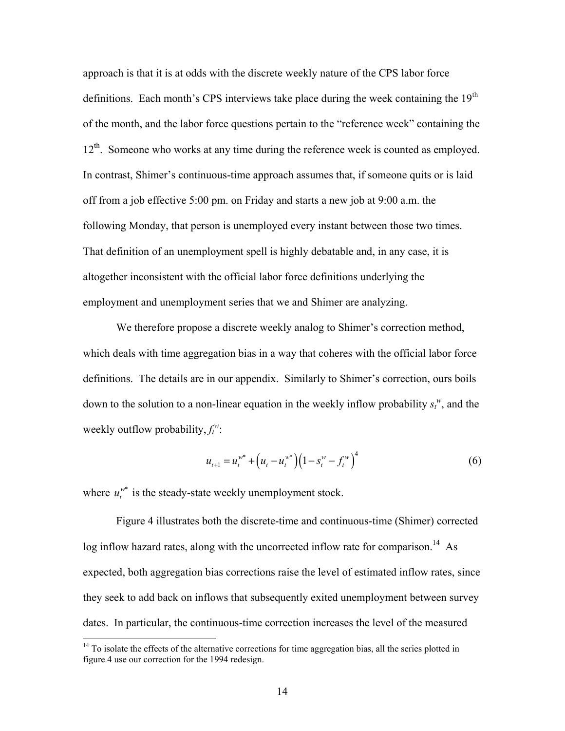approach is that it is at odds with the discrete weekly nature of the CPS labor force definitions. Each month's CPS interviews take place during the week containing the 19th of the month, and the labor force questions pertain to the "reference week" containing the 12th. Someone who works at any time during the reference week is counted as employed. In contrast, Shimer's continuous-time approach assumes that, if someone quits or is laid off from a job effective 5:00 pm. on Friday and starts a new job at 9:00 a.m. the following Monday, that person is unemployed every instant between those two times. That definition of an unemployment spell is highly debatable and, in any case, it is altogether inconsistent with the official labor force definitions underlying the employment and unemployment series that we and Shimer are analyzing.

We therefore propose a discrete weekly analog to Shimer's correction method, which deals with time aggregation bias in a way that coheres with the official labor force definitions. The details are in our appendix. Similarly to Shimer's correction, ours boils down to the solution to a non-linear equation in the weekly inflow probability $s_t^w$, and the weekly outflow probability, $f_t^w$:

$$u_{t+1} = u_t^{w*} + \left(u_t - u_t^{w*}\right)\left(1 - s_t^w - f_t^w\right)^4 \tag{6}$$

where $u_t^{w*}$ is the steady-state weekly unemployment stock.

Figure 4 illustrates both the discrete-time and continuous-time (Shimer) corrected log inflow hazard rates, along with the uncorrected inflow rate for comparison.[14] As expected, both aggregation bias corrections raise the level of estimated inflow rates, since they seek to add back on inflows that subsequently exited unemployment between survey dates. In particular, the continuous-time correction increases the level of the measured

[14] To isolate the effects of the alternative corrections for time aggregation bias, all the series plotted in figure 4 use our correction for the 1994 redesign.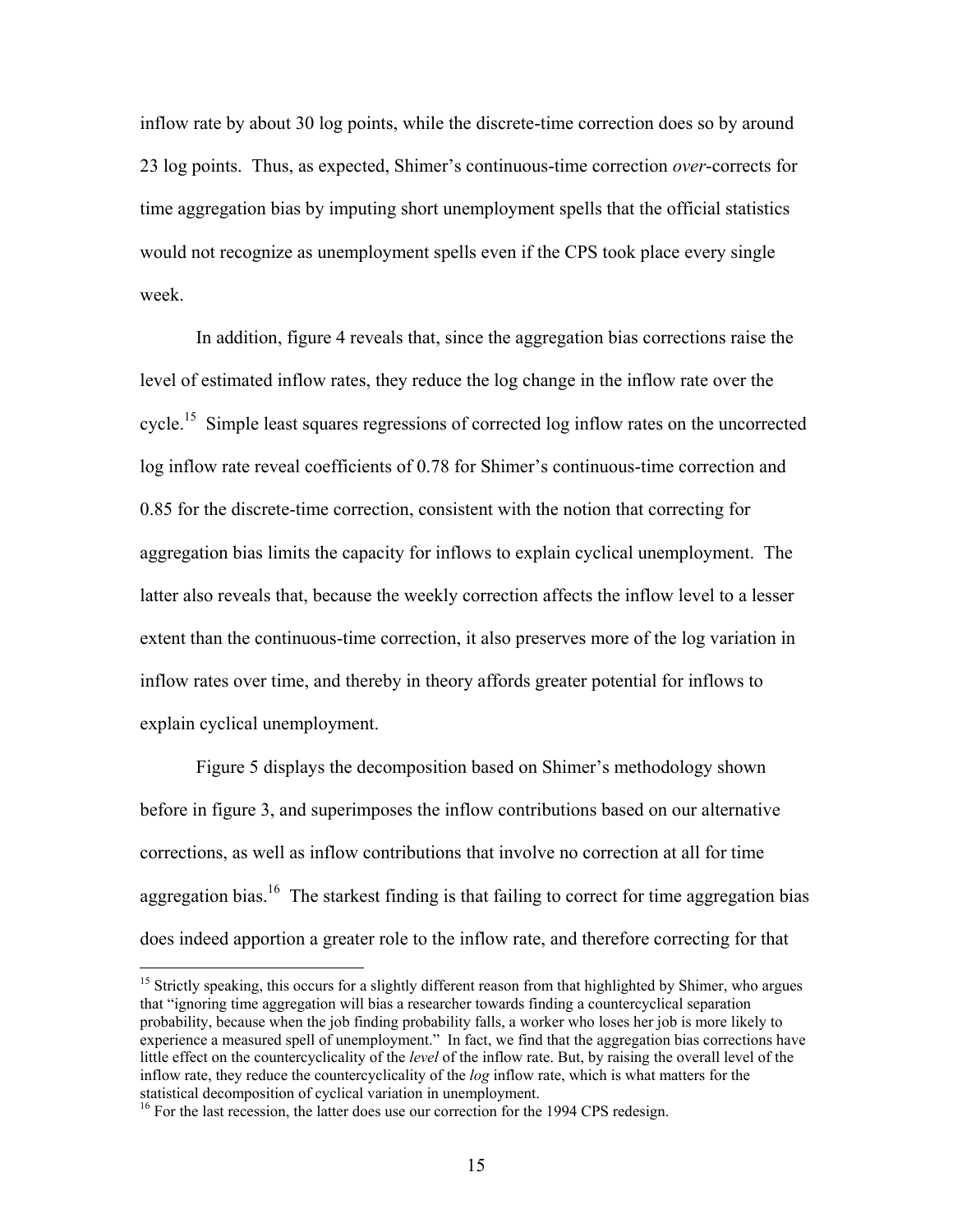inflow rate by about 30 log points, while the discrete-time correction does so by around 23 log points. Thus, as expected, Shimer's continuous-time correction *over*-corrects for time aggregation bias by imputing short unemployment spells that the official statistics would not recognize as unemployment spells even if the CPS took place every single week.

In addition, figure 4 reveals that, since the aggregation bias corrections raise the level of estimated inflow rates, they reduce the log change in the inflow rate over the cycle.[15] Simple least squares regressions of corrected log inflow rates on the uncorrected log inflow rate reveal coefficients of 0.78 for Shimer's continuous-time correction and 0.85 for the discrete-time correction, consistent with the notion that correcting for aggregation bias limits the capacity for inflows to explain cyclical unemployment. The latter also reveals that, because the weekly correction affects the inflow level to a lesser extent than the continuous-time correction, it also preserves more of the log variation in inflow rates over time, and thereby in theory affords greater potential for inflows to explain cyclical unemployment.

Figure 5 displays the decomposition based on Shimer's methodology shown before in figure 3, and superimposes the inflow contributions based on our alternative corrections, as well as inflow contributions that involve no correction at all for time aggregation bias.[16] The starkest finding is that failing to correct for time aggregation bias does indeed apportion a greater role to the inflow rate, and therefore correcting for that

---

[15] Strictly speaking, this occurs for a slightly different reason from that highlighted by Shimer, who argues that "ignoring time aggregation will bias a researcher towards finding a countercyclical separation probability, because when the job finding probability falls, a worker who loses her job is more likely to experience a measured spell of unemployment." In fact, we find that the aggregation bias corrections have little effect on the countercyclicality of the *level* of the inflow rate. But, by raising the overall level of the inflow rate, they reduce the countercyclicality of the *log* inflow rate, which is what matters for the statistical decomposition of cyclical variation in unemployment.

[16] For the last recession, the latter does use our correction for the 1994 CPS redesign.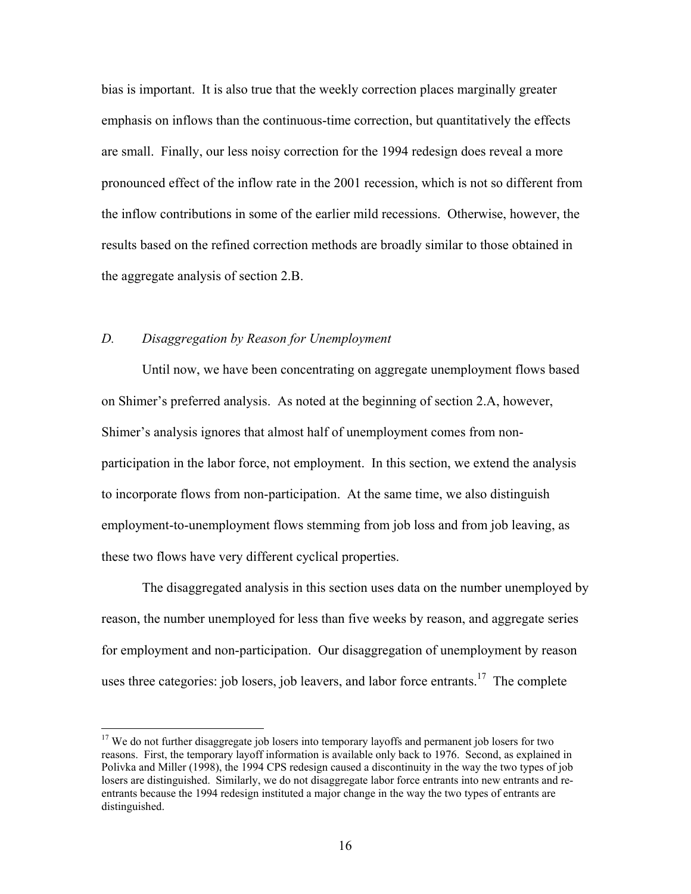bias is important. It is also true that the weekly correction places marginally greater emphasis on inflows than the continuous-time correction, but quantitatively the effects are small. Finally, our less noisy correction for the 1994 redesign does reveal a more pronounced effect of the inflow rate in the 2001 recession, which is not so different from the inflow contributions in some of the earlier mild recessions. Otherwise, however, the results based on the refined correction methods are broadly similar to those obtained in the aggregate analysis of section 2.B.

### *D. Disaggregation by Reason for Unemployment*

Until now, we have been concentrating on aggregate unemployment flows based on Shimer's preferred analysis. As noted at the beginning of section 2.A, however, Shimer's analysis ignores that almost half of unemployment comes from non-participation in the labor force, not employment. In this section, we extend the analysis to incorporate flows from non-participation. At the same time, we also distinguish employment-to-unemployment flows stemming from job loss and from job leaving, as these two flows have very different cyclical properties.

The disaggregated analysis in this section uses data on the number unemployed by reason, the number unemployed for less than five weeks by reason, and aggregate series for employment and non-participation. Our disaggregation of unemployment by reason uses three categories: job losers, job leavers, and labor force entrants.[17] The complete

[17] We do not further disaggregate job losers into temporary layoffs and permanent job losers for two reasons. First, the temporary layoff information is available only back to 1976. Second, as explained in Polivka and Miller (1998), the 1994 CPS redesign caused a discontinuity in the way the two types of job losers are distinguished. Similarly, we do not disaggregate labor force entrants into new entrants and re-entrants because the 1994 redesign instituted a major change in the way the two types of entrants are distinguished.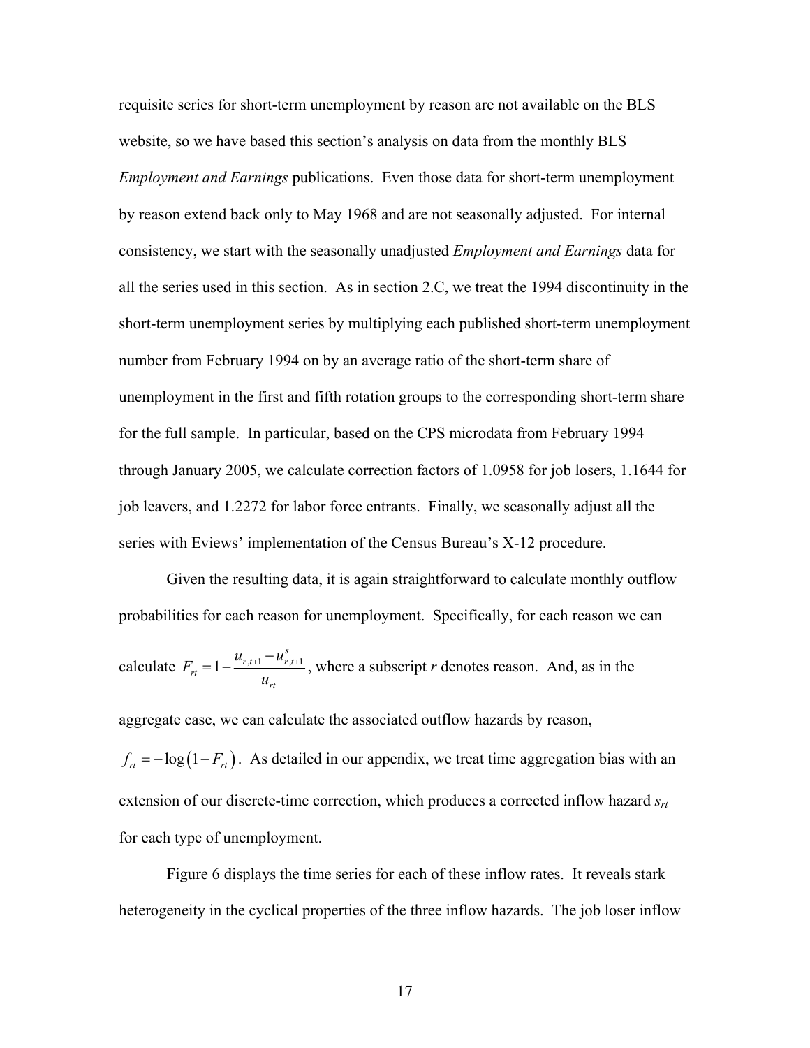requisite series for short-term unemployment by reason are not available on the BLS website, so we have based this section's analysis on data from the monthly BLS *Employment and Earnings* publications. Even those data for short-term unemployment by reason extend back only to May 1968 and are not seasonally adjusted. For internal consistency, we start with the seasonally unadjusted *Employment and Earnings* data for all the series used in this section. As in section 2.C, we treat the 1994 discontinuity in the short-term unemployment series by multiplying each published short-term unemployment number from February 1994 on by an average ratio of the short-term share of unemployment in the first and fifth rotation groups to the corresponding short-term share for the full sample. In particular, based on the CPS microdata from February 1994 through January 2005, we calculate correction factors of 1.0958 for job losers, 1.1644 for job leavers, and 1.2272 for labor force entrants. Finally, we seasonally adjust all the series with Eviews' implementation of the Census Bureau's X-12 procedure.

Given the resulting data, it is again straightforward to calculate monthly outflow probabilities for each reason for unemployment. Specifically, for each reason we can calculate $F_{rt} = 1 - \frac{u_{r,t+1} - u_{r,t+1}^{s}}{u_{rt}}$, where a subscript *r* denotes reason. And, as in the aggregate case, we can calculate the associated outflow hazards by reason, $f_{rt} = -\log\left(1 - F_{rt}\right)$. As detailed in our appendix, we treat time aggregation bias with an extension of our discrete-time correction, which produces a corrected inflow hazard $s_{rt}$ for each type of unemployment.

Figure 6 displays the time series for each of these inflow rates. It reveals stark heterogeneity in the cyclical properties of the three inflow hazards. The job loser inflow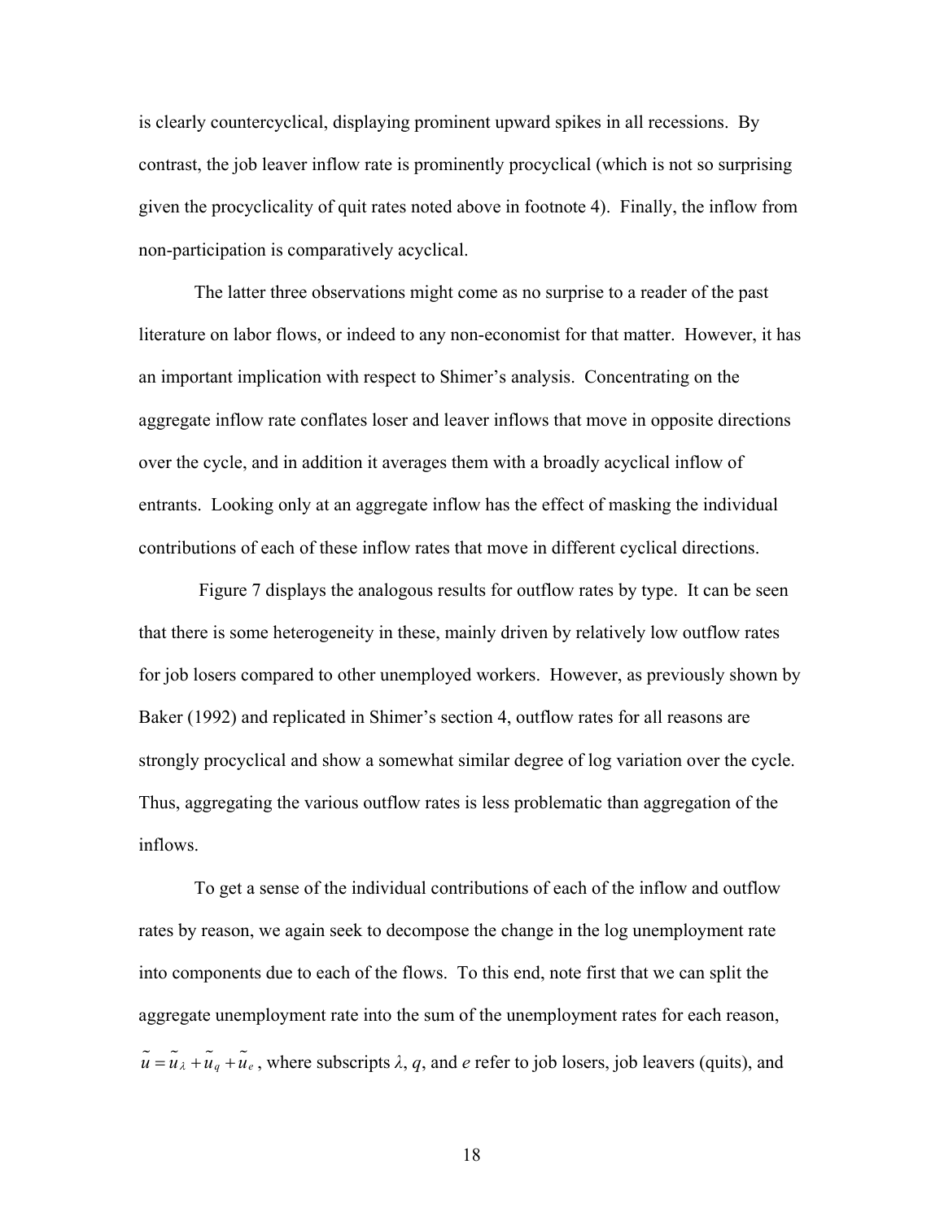is clearly countercyclical, displaying prominent upward spikes in all recessions. By contrast, the job leaver inflow rate is prominently procyclical (which is not so surprising given the procyclicality of quit rates noted above in footnote 4). Finally, the inflow from non-participation is comparatively acyclical.

The latter three observations might come as no surprise to a reader of the past literature on labor flows, or indeed to any non-economist for that matter. However, it has an important implication with respect to Shimer's analysis. Concentrating on the aggregate inflow rate conflates loser and leaver inflows that move in opposite directions over the cycle, and in addition it averages them with a broadly acyclical inflow of entrants. Looking only at an aggregate inflow has the effect of masking the individual contributions of each of these inflow rates that move in different cyclical directions.

Figure 7 displays the analogous results for outflow rates by type. It can be seen that there is some heterogeneity in these, mainly driven by relatively low outflow rates for job losers compared to other unemployed workers. However, as previously shown by Baker (1992) and replicated in Shimer's section 4, outflow rates for all reasons are strongly procyclical and show a somewhat similar degree of log variation over the cycle. Thus, aggregating the various outflow rates is less problematic than aggregation of the inflows.

To get a sense of the individual contributions of each of the inflow and outflow rates by reason, we again seek to decompose the change in the log unemployment rate into components due to each of the flows. To this end, note first that we can split the aggregate unemployment rate into the sum of the unemployment rates for each reason, $\tilde{u} = \tilde{u}_{\lambda} + \tilde{u}_{q} + \tilde{u}_{e}$, where subscripts $\lambda$, $q$, and $e$ refer to job losers, job leavers (quits), and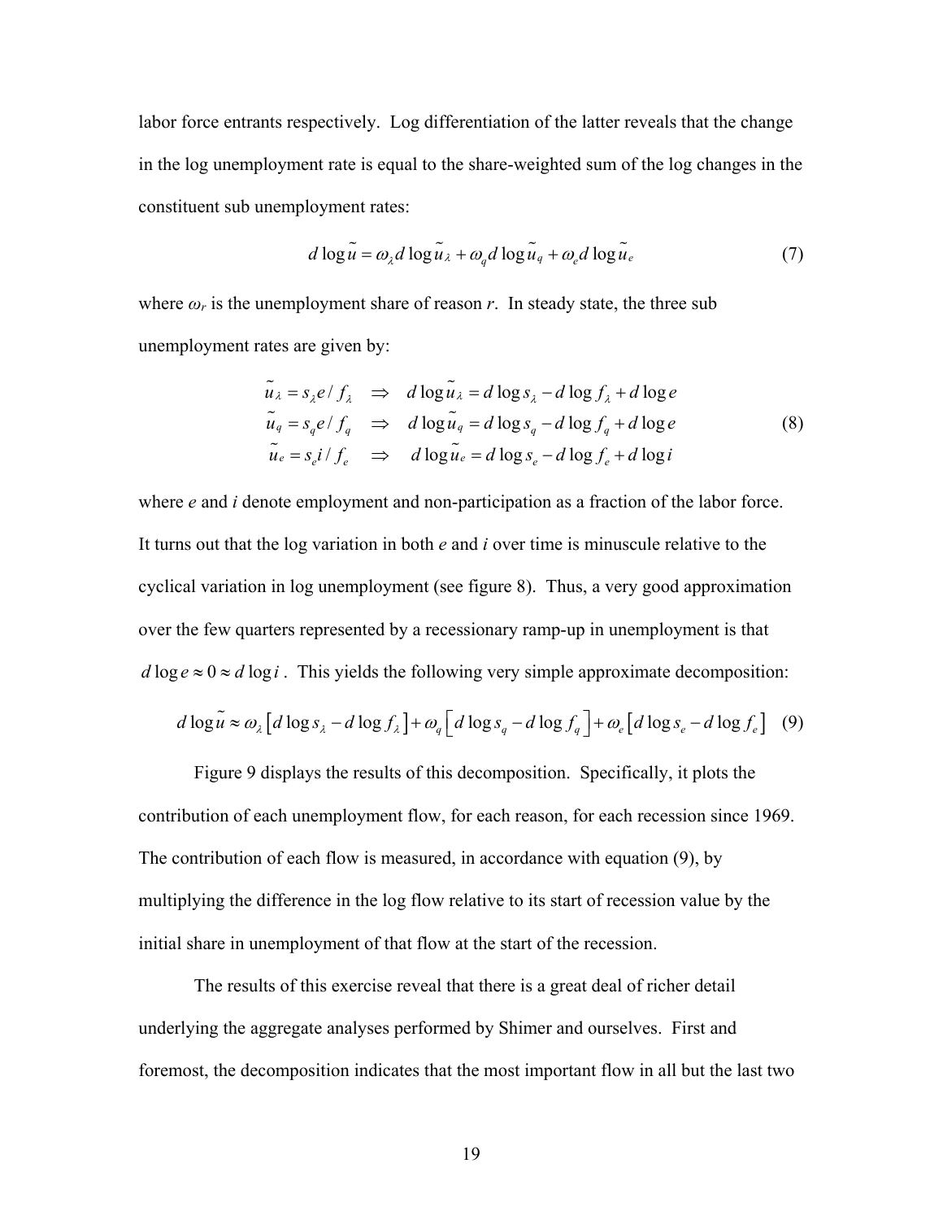labor force entrants respectively. Log differentiation of the latter reveals that the change in the log unemployment rate is equal to the share-weighted sum of the log changes in the constituent sub unemployment rates:

$$d\log\tilde{u} = \omega_\lambda d\log\tilde{u}_\lambda + \omega_q d\log\tilde{u}_q + \omega_e d\log\tilde{u}_e \tag{7}$$

where $\omega_r$ is the unemployment share of reason $r$. In steady state, the three sub unemployment rates are given by:

$$\begin{aligned}
\tilde{u}_\lambda &= s_\lambda e / f_\lambda \quad \Rightarrow \quad d\log\tilde{u}_\lambda = d\log s_\lambda - d\log f_\lambda + d\log e \\
\tilde{u}_q &= s_q e / f_q \quad \Rightarrow \quad d\log\tilde{u}_q = d\log s_q - d\log f_q + d\log e \\
\tilde{u}_e &= s_e i / f_e \quad \Rightarrow \quad d\log\tilde{u}_e = d\log s_e - d\log f_e + d\log i
\end{aligned} \tag{8}$$

where $e$ and $i$ denote employment and non-participation as a fraction of the labor force. It turns out that the log variation in both $e$ and $i$ over time is minuscule relative to the cyclical variation in log unemployment (see figure 8). Thus, a very good approximation over the few quarters represented by a recessionary ramp-up in unemployment is that $d\log e \approx 0 \approx d\log i$. This yields the following very simple approximate decomposition:

$$d\log\tilde{u} \approx \omega_\lambda\left[d\log s_\lambda - d\log f_\lambda\right] + \omega_q\left[d\log s_q - d\log f_q\right] + \omega_e\left[d\log s_e - d\log f_e\right] \tag{9}$$

Figure 9 displays the results of this decomposition. Specifically, it plots the contribution of each unemployment flow, for each reason, for each recession since 1969. The contribution of each flow is measured, in accordance with equation (9), by multiplying the difference in the log flow relative to its start of recession value by the initial share in unemployment of that flow at the start of the recession.

The results of this exercise reveal that there is a great deal of richer detail underlying the aggregate analyses performed by Shimer and ourselves. First and foremost, the decomposition indicates that the most important flow in all but the last two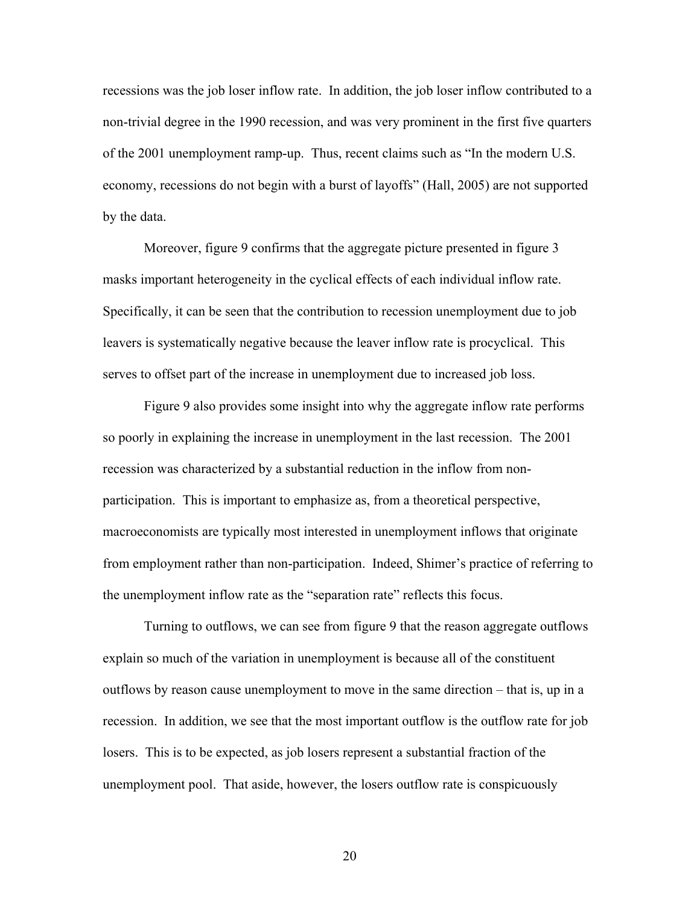recessions was the job loser inflow rate. In addition, the job loser inflow contributed to a non-trivial degree in the 1990 recession, and was very prominent in the first five quarters of the 2001 unemployment ramp-up. Thus, recent claims such as "In the modern U.S. economy, recessions do not begin with a burst of layoffs" (Hall, 2005) are not supported by the data.

Moreover, figure 9 confirms that the aggregate picture presented in figure 3 masks important heterogeneity in the cyclical effects of each individual inflow rate. Specifically, it can be seen that the contribution to recession unemployment due to job leavers is systematically negative because the leaver inflow rate is procyclical. This serves to offset part of the increase in unemployment due to increased job loss.

Figure 9 also provides some insight into why the aggregate inflow rate performs so poorly in explaining the increase in unemployment in the last recession. The 2001 recession was characterized by a substantial reduction in the inflow from non-participation. This is important to emphasize as, from a theoretical perspective, macroeconomists are typically most interested in unemployment inflows that originate from employment rather than non-participation. Indeed, Shimer's practice of referring to the unemployment inflow rate as the "separation rate" reflects this focus.

Turning to outflows, we can see from figure 9 that the reason aggregate outflows explain so much of the variation in unemployment is because all of the constituent outflows by reason cause unemployment to move in the same direction – that is, up in a recession. In addition, we see that the most important outflow is the outflow rate for job losers. This is to be expected, as job losers represent a substantial fraction of the unemployment pool. That aside, however, the losers outflow rate is conspicuously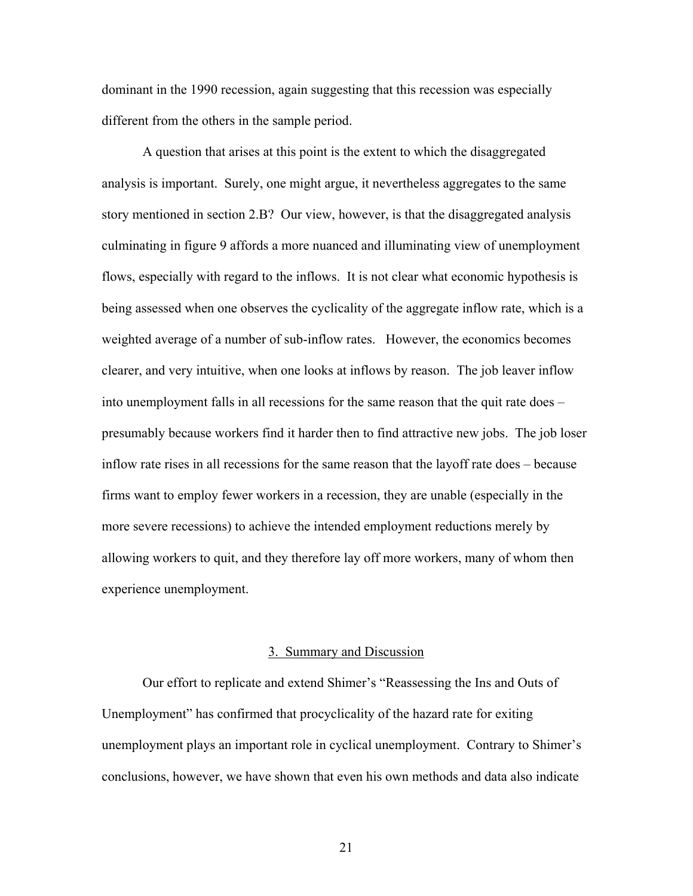dominant in the 1990 recession, again suggesting that this recession was especially different from the others in the sample period.

A question that arises at this point is the extent to which the disaggregated analysis is important. Surely, one might argue, it nevertheless aggregates to the same story mentioned in section 2.B? Our view, however, is that the disaggregated analysis culminating in figure 9 affords a more nuanced and illuminating view of unemployment flows, especially with regard to the inflows. It is not clear what economic hypothesis is being assessed when one observes the cyclicality of the aggregate inflow rate, which is a weighted average of a number of sub-inflow rates. However, the economics becomes clearer, and very intuitive, when one looks at inflows by reason. The job leaver inflow into unemployment falls in all recessions for the same reason that the quit rate does – presumably because workers find it harder then to find attractive new jobs. The job loser inflow rate rises in all recessions for the same reason that the layoff rate does – because firms want to employ fewer workers in a recession, they are unable (especially in the more severe recessions) to achieve the intended employment reductions merely by allowing workers to quit, and they therefore lay off more workers, many of whom then experience unemployment.

## 3. Summary and Discussion

Our effort to replicate and extend Shimer's "Reassessing the Ins and Outs of Unemployment" has confirmed that procyclicality of the hazard rate for exiting unemployment plays an important role in cyclical unemployment. Contrary to Shimer's conclusions, however, we have shown that even his own methods and data also indicate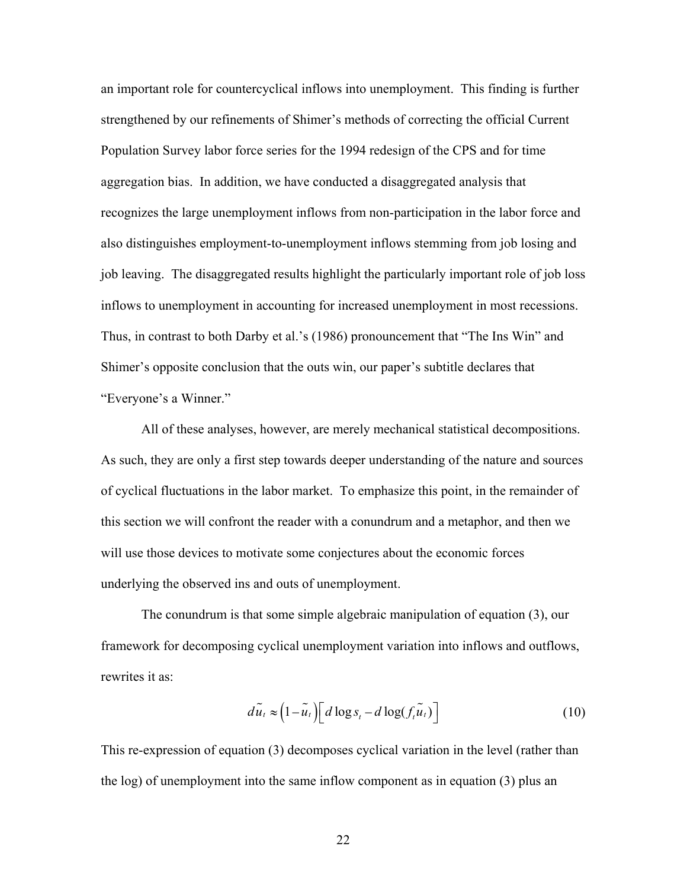an important role for countercyclical inflows into unemployment. This finding is further strengthened by our refinements of Shimer's methods of correcting the official Current Population Survey labor force series for the 1994 redesign of the CPS and for time aggregation bias. In addition, we have conducted a disaggregated analysis that recognizes the large unemployment inflows from non-participation in the labor force and also distinguishes employment-to-unemployment inflows stemming from job losing and job leaving. The disaggregated results highlight the particularly important role of job loss inflows to unemployment in accounting for increased unemployment in most recessions. Thus, in contrast to both Darby et al.'s (1986) pronouncement that "The Ins Win" and Shimer's opposite conclusion that the outs win, our paper's subtitle declares that "Everyone's a Winner."

All of these analyses, however, are merely mechanical statistical decompositions. As such, they are only a first step towards deeper understanding of the nature and sources of cyclical fluctuations in the labor market. To emphasize this point, in the remainder of this section we will confront the reader with a conundrum and a metaphor, and then we will use those devices to motivate some conjectures about the economic forces underlying the observed ins and outs of unemployment.

The conundrum is that some simple algebraic manipulation of equation (3), our framework for decomposing cyclical unemployment variation into inflows and outflows, rewrites it as:

$$d\tilde{u}_t \approx \left(1-\tilde{u}_t\right)\left[d\log s_t - d\log(f_t\tilde{u}_t)\right] \tag{10}$$

This re-expression of equation (3) decomposes cyclical variation in the level (rather than the log) of unemployment into the same inflow component as in equation (3) plus an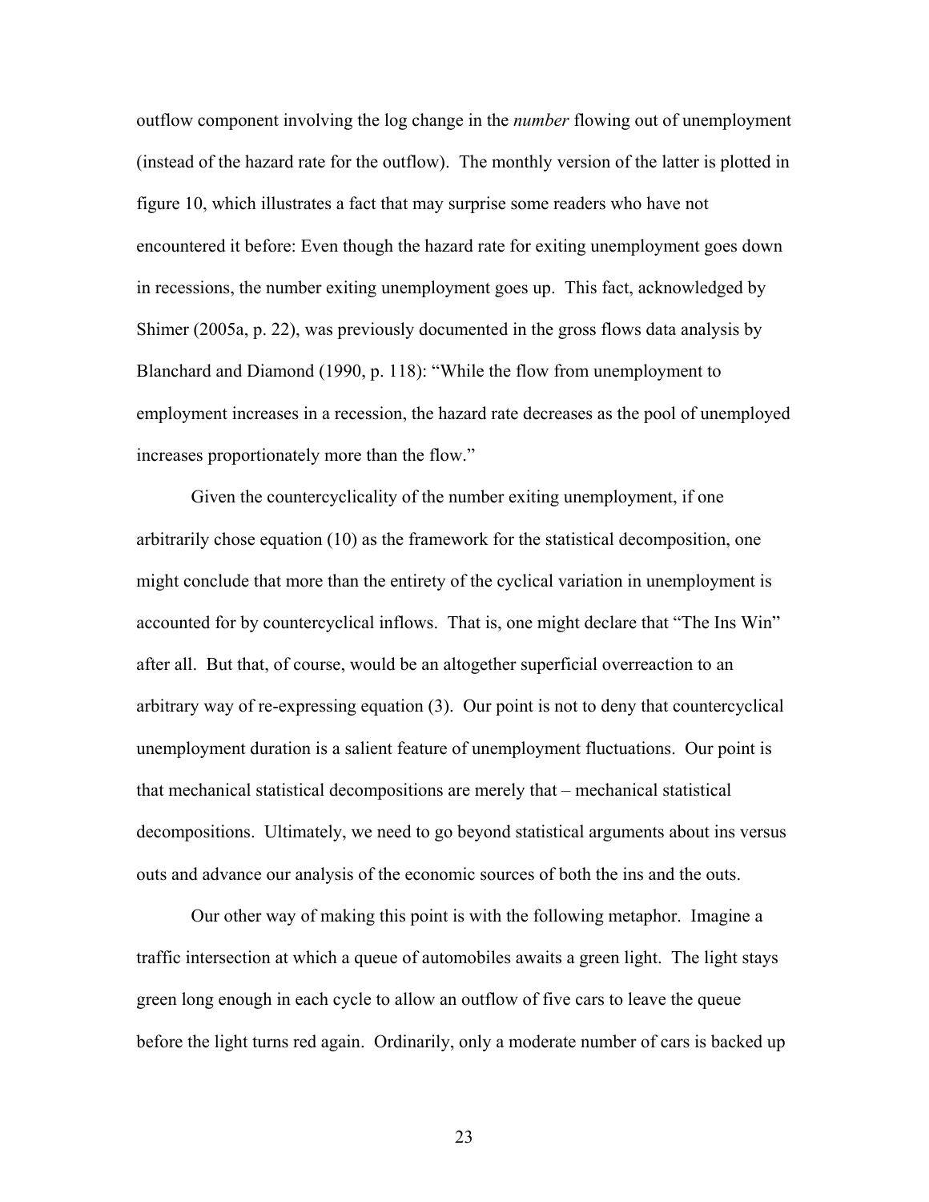outflow component involving the log change in the *number* flowing out of unemployment (instead of the hazard rate for the outflow). The monthly version of the latter is plotted in figure 10, which illustrates a fact that may surprise some readers who have not encountered it before: Even though the hazard rate for exiting unemployment goes down in recessions, the number exiting unemployment goes up. This fact, acknowledged by Shimer (2005a, p. 22), was previously documented in the gross flows data analysis by Blanchard and Diamond (1990, p. 118): "While the flow from unemployment to employment increases in a recession, the hazard rate decreases as the pool of unemployed increases proportionately more than the flow."

Given the countercyclicality of the number exiting unemployment, if one arbitrarily chose equation (10) as the framework for the statistical decomposition, one might conclude that more than the entirety of the cyclical variation in unemployment is accounted for by countercyclical inflows. That is, one might declare that "The Ins Win" after all. But that, of course, would be an altogether superficial overreaction to an arbitrary way of re-expressing equation (3). Our point is not to deny that countercyclical unemployment duration is a salient feature of unemployment fluctuations. Our point is that mechanical statistical decompositions are merely that – mechanical statistical decompositions. Ultimately, we need to go beyond statistical arguments about ins versus outs and advance our analysis of the economic sources of both the ins and the outs.

Our other way of making this point is with the following metaphor. Imagine a traffic intersection at which a queue of automobiles awaits a green light. The light stays green long enough in each cycle to allow an outflow of five cars to leave the queue before the light turns red again. Ordinarily, only a moderate number of cars is backed up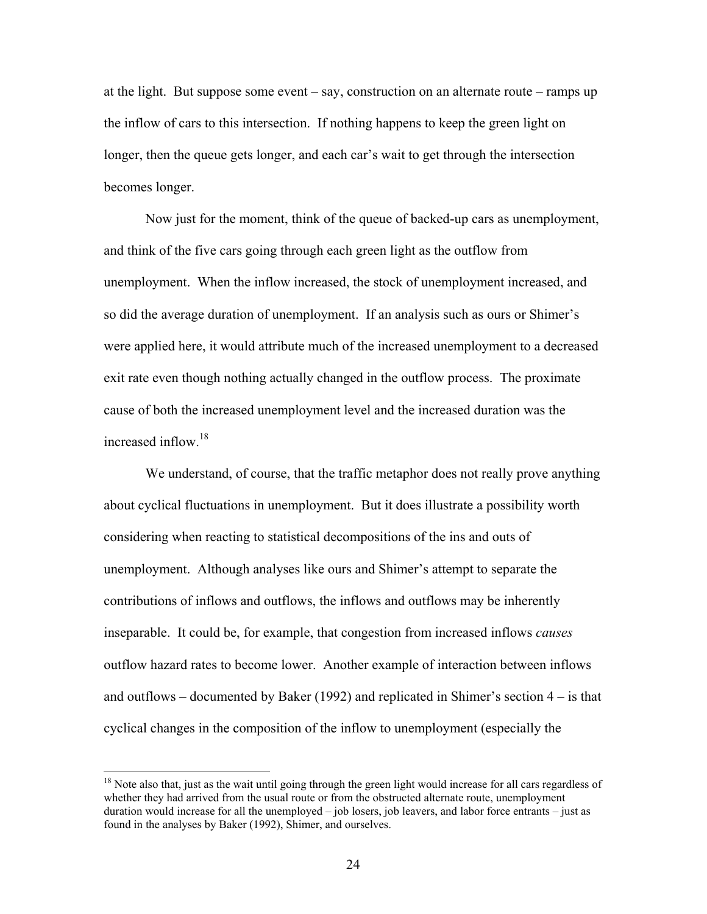at the light. But suppose some event – say, construction on an alternate route – ramps up the inflow of cars to this intersection. If nothing happens to keep the green light on longer, then the queue gets longer, and each car's wait to get through the intersection becomes longer.

Now just for the moment, think of the queue of backed-up cars as unemployment, and think of the five cars going through each green light as the outflow from unemployment. When the inflow increased, the stock of unemployment increased, and so did the average duration of unemployment. If an analysis such as ours or Shimer's were applied here, it would attribute much of the increased unemployment to a decreased exit rate even though nothing actually changed in the outflow process. The proximate cause of both the increased unemployment level and the increased duration was the increased inflow.[18]

We understand, of course, that the traffic metaphor does not really prove anything about cyclical fluctuations in unemployment. But it does illustrate a possibility worth considering when reacting to statistical decompositions of the ins and outs of unemployment. Although analyses like ours and Shimer's attempt to separate the contributions of inflows and outflows, the inflows and outflows may be inherently inseparable. It could be, for example, that congestion from increased inflows *causes* outflow hazard rates to become lower. Another example of interaction between inflows and outflows – documented by Baker (1992) and replicated in Shimer's section 4 – is that cyclical changes in the composition of the inflow to unemployment (especially the

[18] Note also that, just as the wait until going through the green light would increase for all cars regardless of whether they had arrived from the usual route or from the obstructed alternate route, unemployment duration would increase for all the unemployed – job losers, job leavers, and labor force entrants – just as found in the analyses by Baker (1992), Shimer, and ourselves.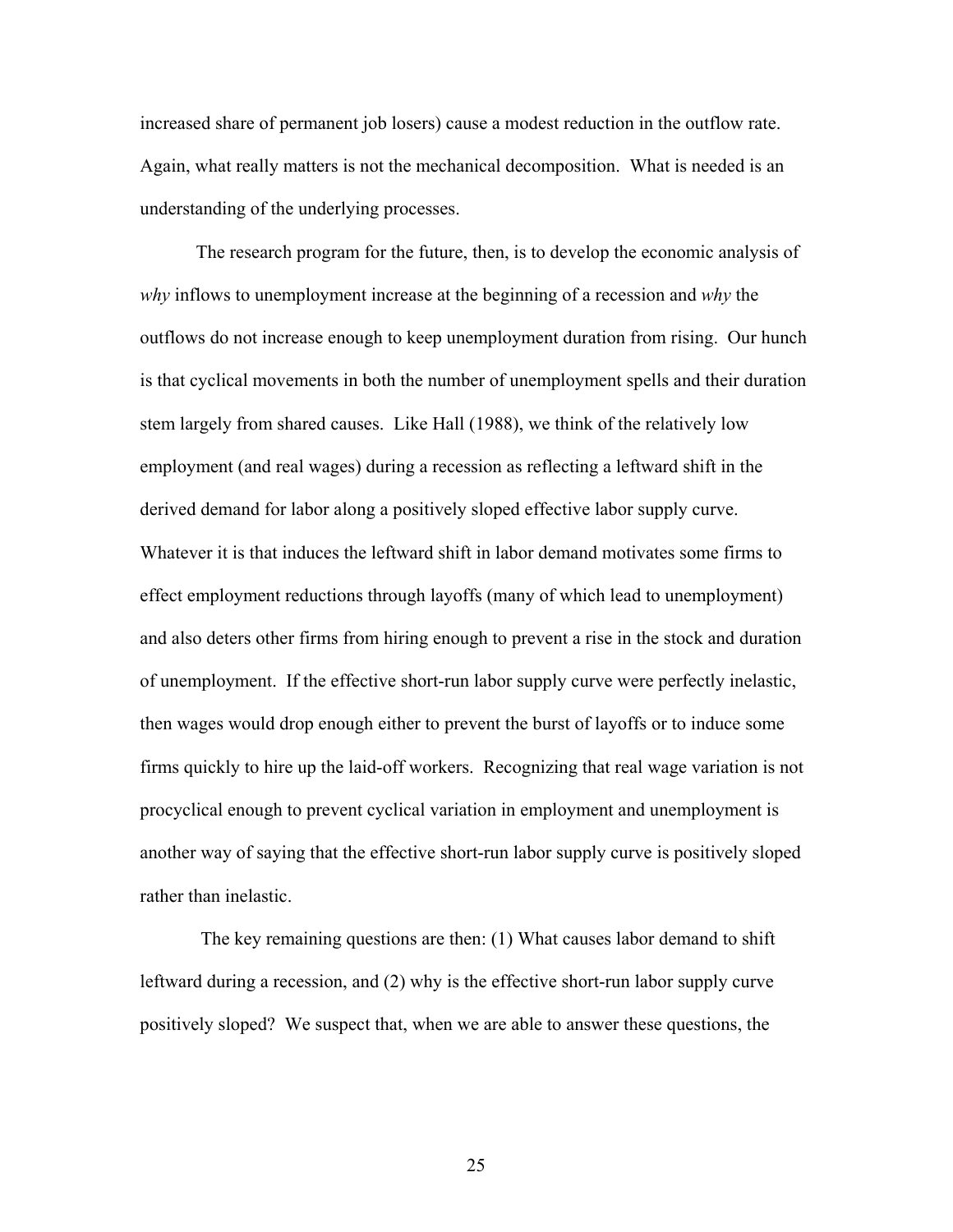increased share of permanent job losers) cause a modest reduction in the outflow rate. Again, what really matters is not the mechanical decomposition. What is needed is an understanding of the underlying processes.

The research program for the future, then, is to develop the economic analysis of *why* inflows to unemployment increase at the beginning of a recession and *why* the outflows do not increase enough to keep unemployment duration from rising. Our hunch is that cyclical movements in both the number of unemployment spells and their duration stem largely from shared causes. Like Hall (1988), we think of the relatively low employment (and real wages) during a recession as reflecting a leftward shift in the derived demand for labor along a positively sloped effective labor supply curve. Whatever it is that induces the leftward shift in labor demand motivates some firms to effect employment reductions through layoffs (many of which lead to unemployment) and also deters other firms from hiring enough to prevent a rise in the stock and duration of unemployment. If the effective short-run labor supply curve were perfectly inelastic, then wages would drop enough either to prevent the burst of layoffs or to induce some firms quickly to hire up the laid-off workers. Recognizing that real wage variation is not procyclical enough to prevent cyclical variation in employment and unemployment is another way of saying that the effective short-run labor supply curve is positively sloped rather than inelastic.

The key remaining questions are then: (1) What causes labor demand to shift leftward during a recession, and (2) why is the effective short-run labor supply curve positively sloped? We suspect that, when we are able to answer these questions, the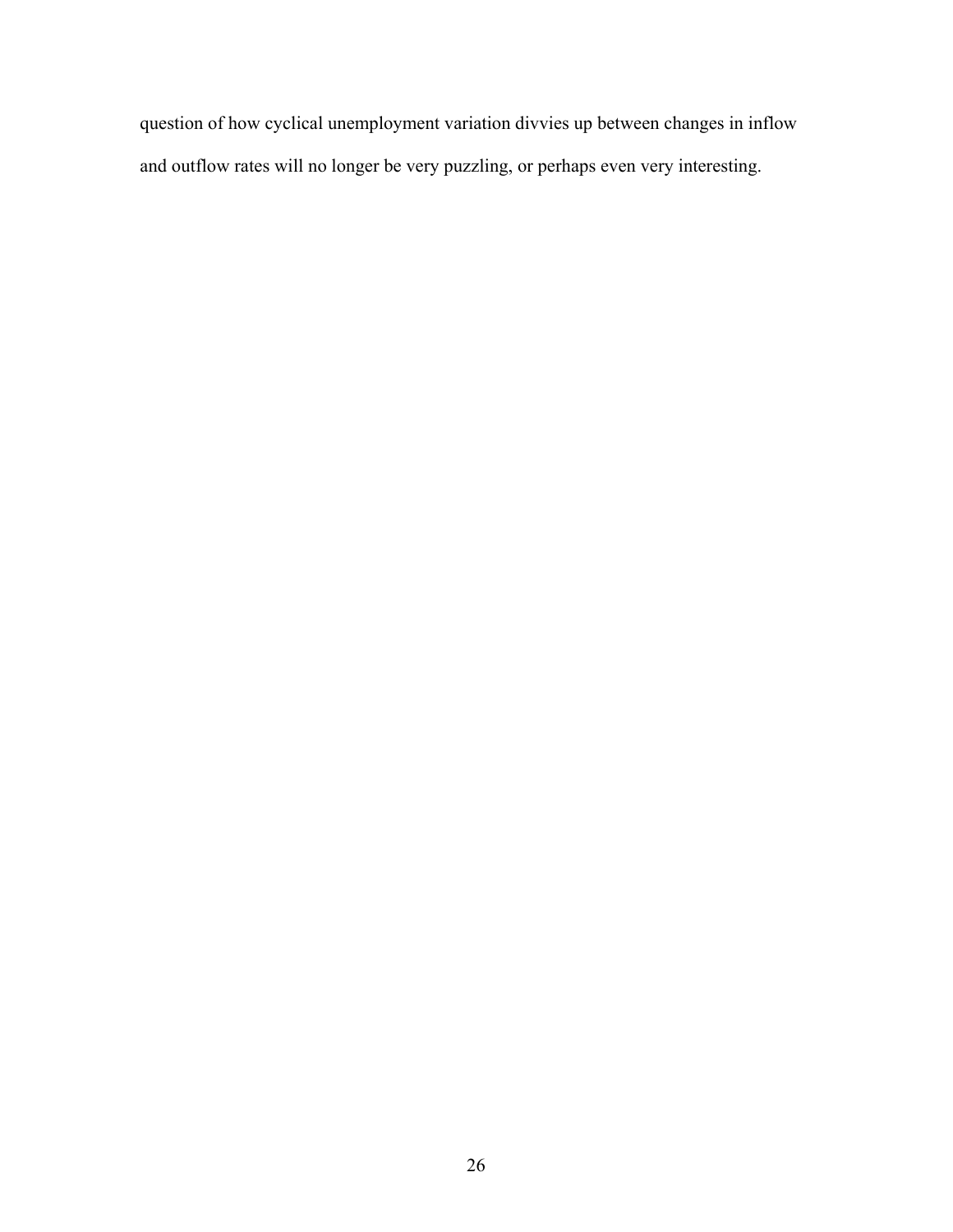question of how cyclical unemployment variation divvies up between changes in inflow and outflow rates will no longer be very puzzling, or perhaps even very interesting.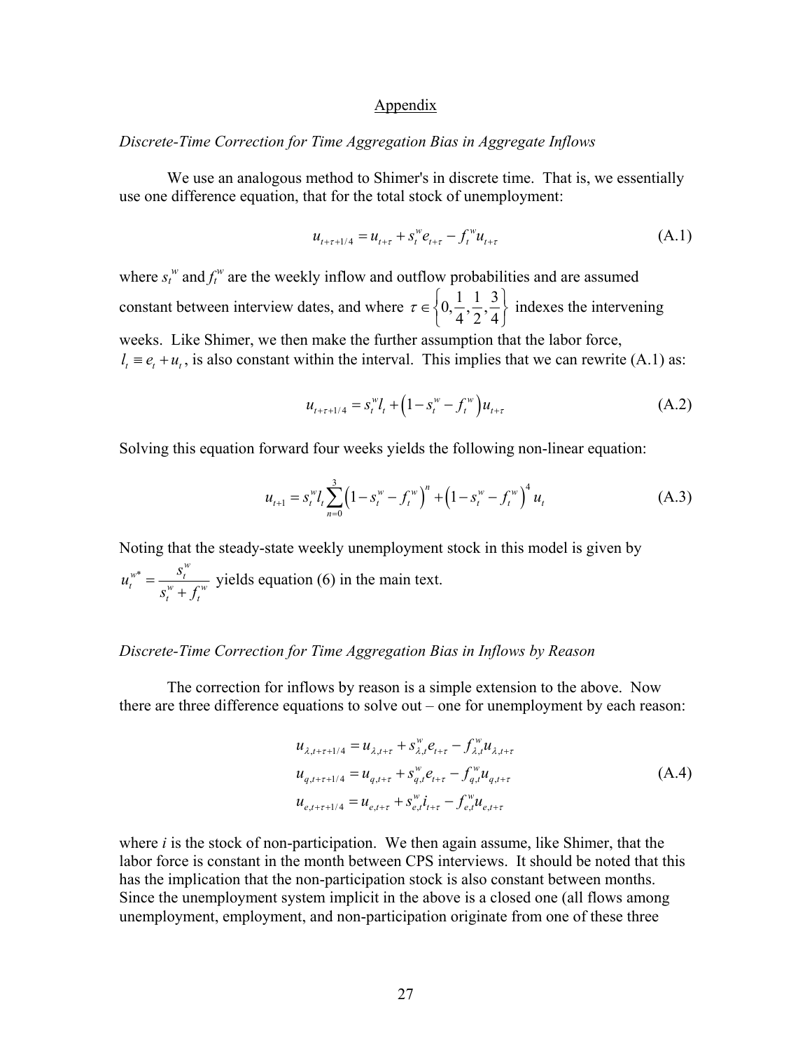## Appendix

*Discrete-Time Correction for Time Aggregation Bias in Aggregate Inflows*

We use an analogous method to Shimer's in discrete time. That is, we essentially use one difference equation, that for the total stock of unemployment:

$$u_{t+\tau+1/4} = u_{t+\tau} + s_t^w e_{t+\tau} - f_t^w u_{t+\tau} \tag{A.1}$$

where $s_t^w$ and $f_t^w$ are the weekly inflow and outflow probabilities and are assumed constant between interview dates, and where $\tau \in \left\{0, \frac{1}{4}, \frac{1}{2}, \frac{3}{4}\right\}$ indexes the intervening weeks. Like Shimer, we then make the further assumption that the labor force, $l_t \equiv e_t + u_t$, is also constant within the interval. This implies that we can rewrite (A.1) as:

$$u_{t+\tau+1/4} = s_t^w l_t + \left(1 - s_t^w - f_t^w\right) u_{t+\tau} \tag{A.2}$$

Solving this equation forward four weeks yields the following non-linear equation:

$$u_{t+1} = s_t^w l_t \sum_{n=0}^{3} \left(1 - s_t^w - f_t^w\right)^n + \left(1 - s_t^w - f_t^w\right)^4 u_t \tag{A.3}$$

Noting that the steady-state weekly unemployment stock in this model is given by $u_t^{w*} = \dfrac{s_t^w}{s_t^w + f_t^w}$ yields equation (6) in the main text.

*Discrete-Time Correction for Time Aggregation Bias in Inflows by Reason*

The correction for inflows by reason is a simple extension to the above. Now there are three difference equations to solve out – one for unemployment by each reason:

$$\begin{aligned}
u_{\lambda,t+\tau+1/4} &= u_{\lambda,t+\tau} + s_{\lambda,t}^w e_{t+\tau} - f_{\lambda,t}^w u_{\lambda,t+\tau} \\
u_{q,t+\tau+1/4} &= u_{q,t+\tau} + s_{q,t}^w e_{t+\tau} - f_{q,t}^w u_{q,t+\tau} \\
u_{e,t+\tau+1/4} &= u_{e,t+\tau} + s_{e,t}^w i_{t+\tau} - f_{e,t}^w u_{e,t+\tau}
\end{aligned} \tag{A.4}$$

where $i$ is the stock of non-participation. We then again assume, like Shimer, that the labor force is constant in the month between CPS interviews. It should be noted that this has the implication that the non-participation stock is also constant between months. Since the unemployment system implicit in the above is a closed one (all flows among unemployment, employment, and non-participation originate from one of these three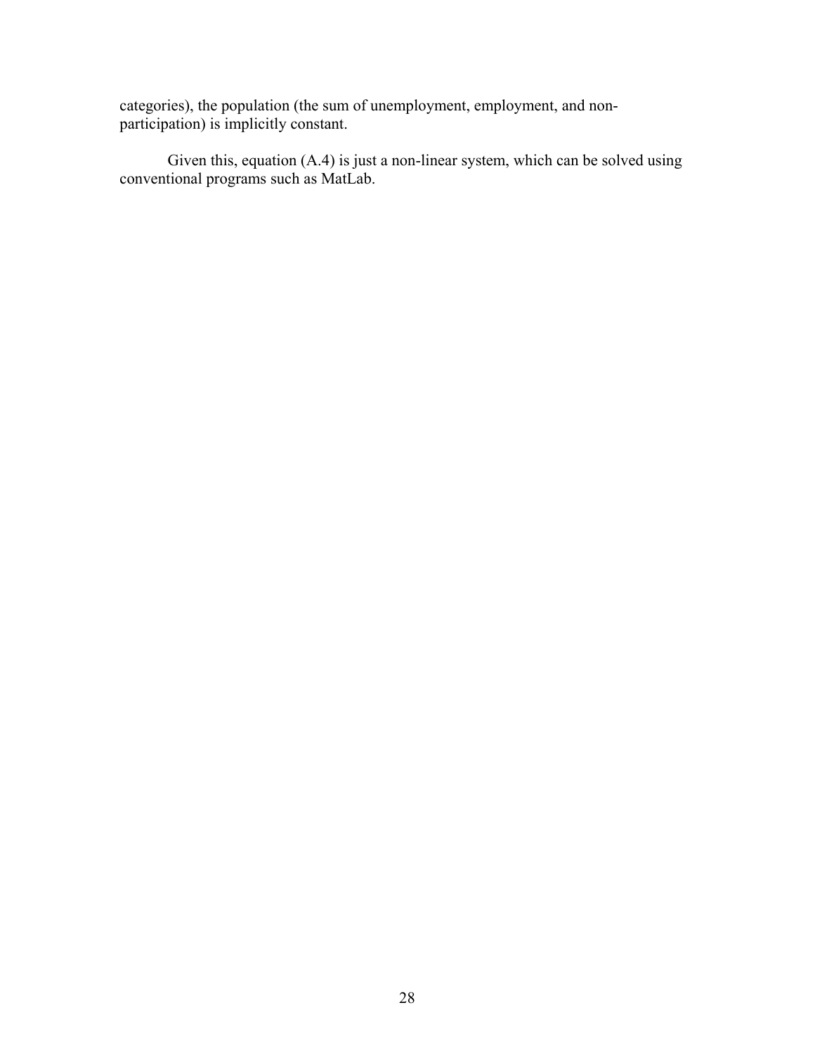categories), the population (the sum of unemployment, employment, and non-participation) is implicitly constant.

Given this, equation (A.4) is just a non-linear system, which can be solved using conventional programs such as MatLab.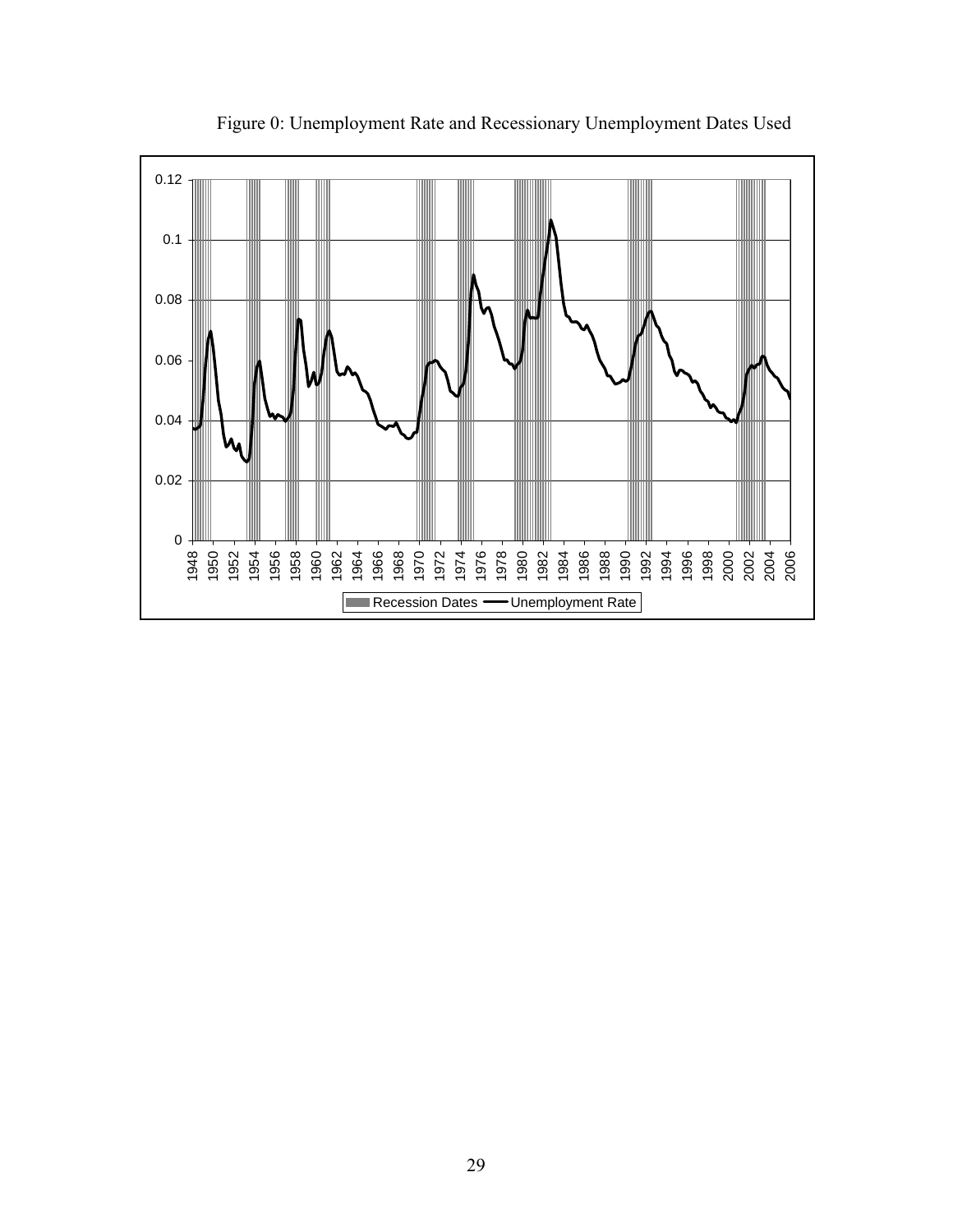Figure 0: Unemployment Rate and Recessionary Unemployment Dates Used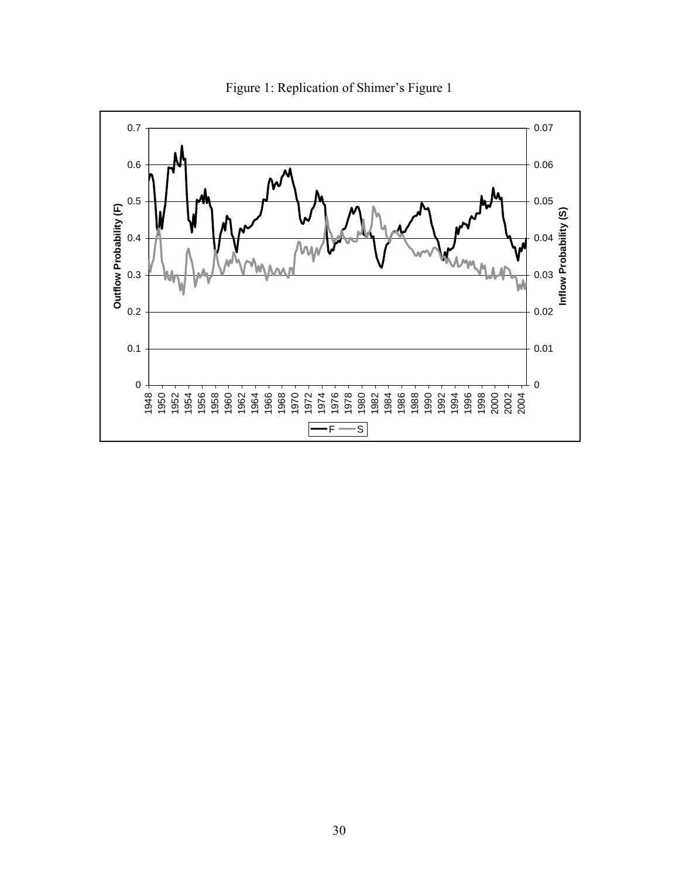Figure 1: Replication of Shimer's Figure 1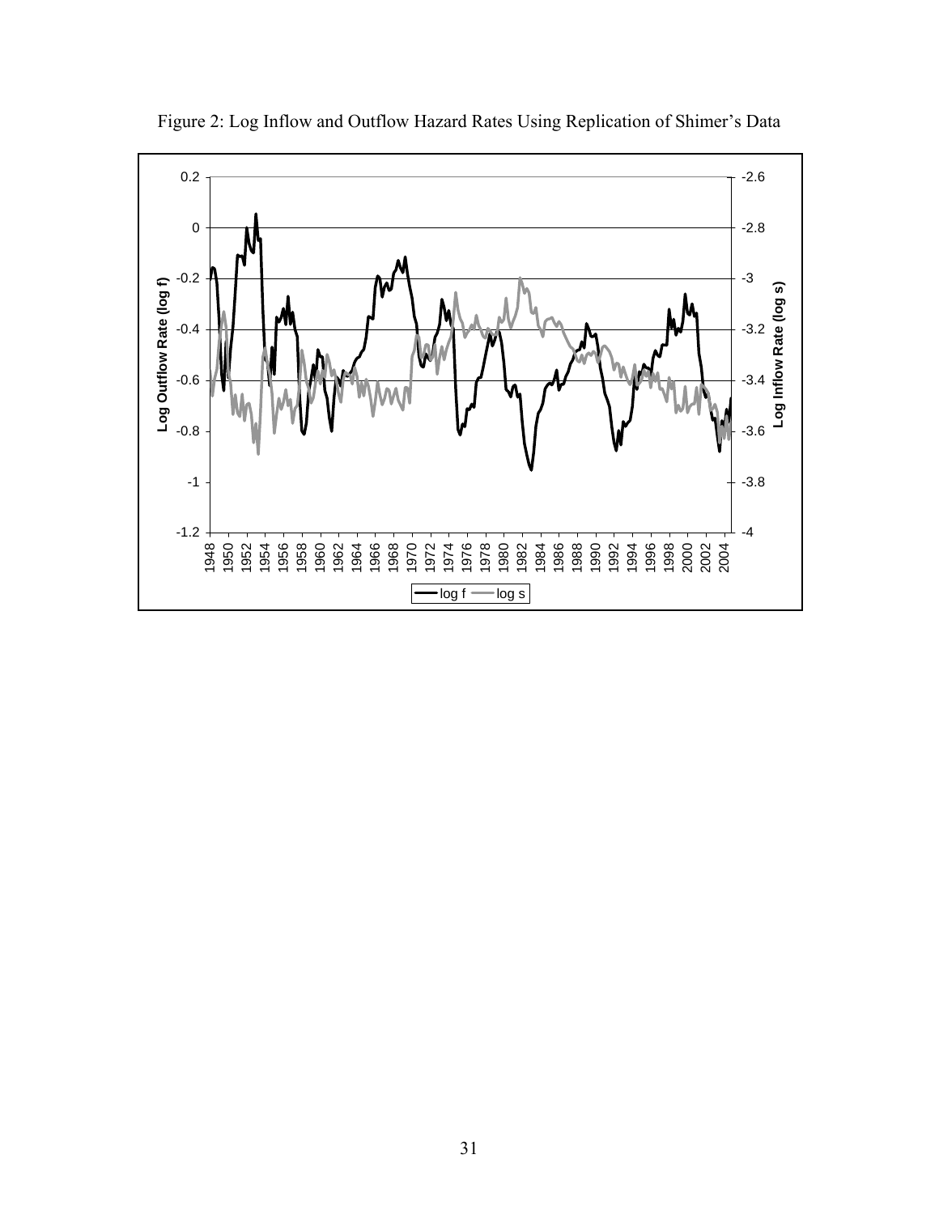Figure 2: Log Inflow and Outflow Hazard Rates Using Replication of Shimer's Data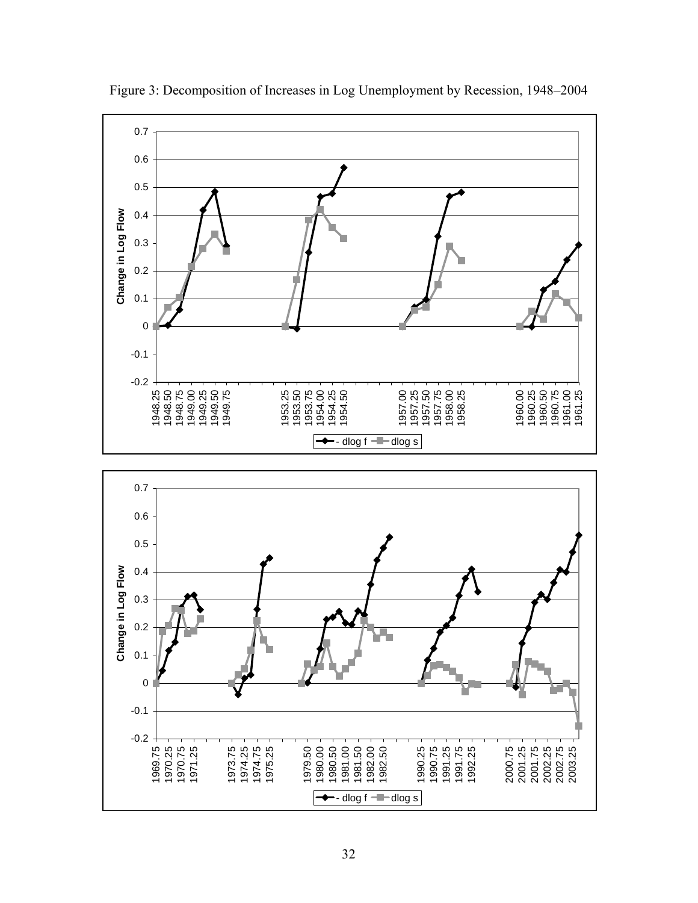Figure 3: Decomposition of Increases in Log Unemployment by Recession, 1948–2004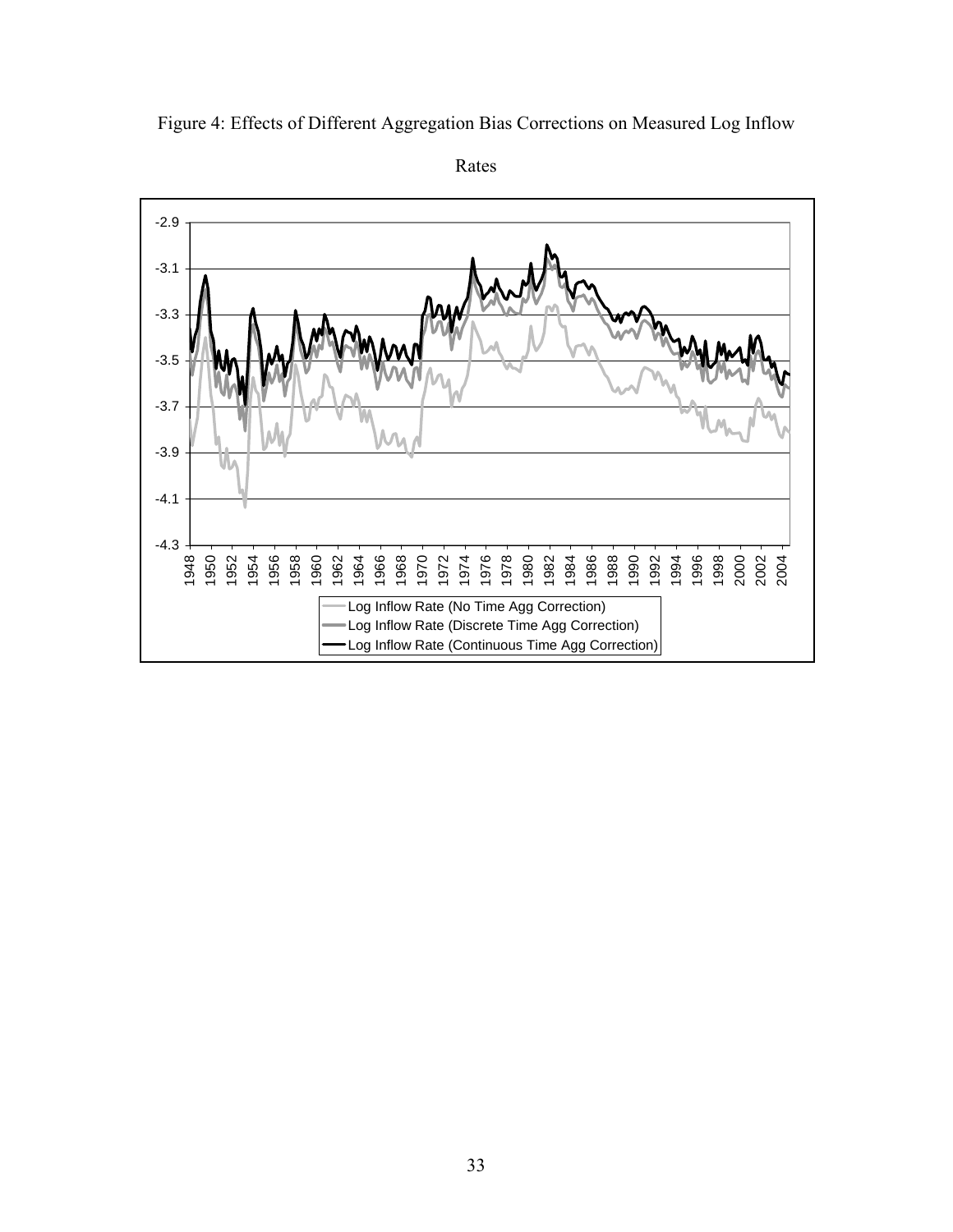Figure 4: Effects of Different Aggregation Bias Corrections on Measured Log Inflow Rates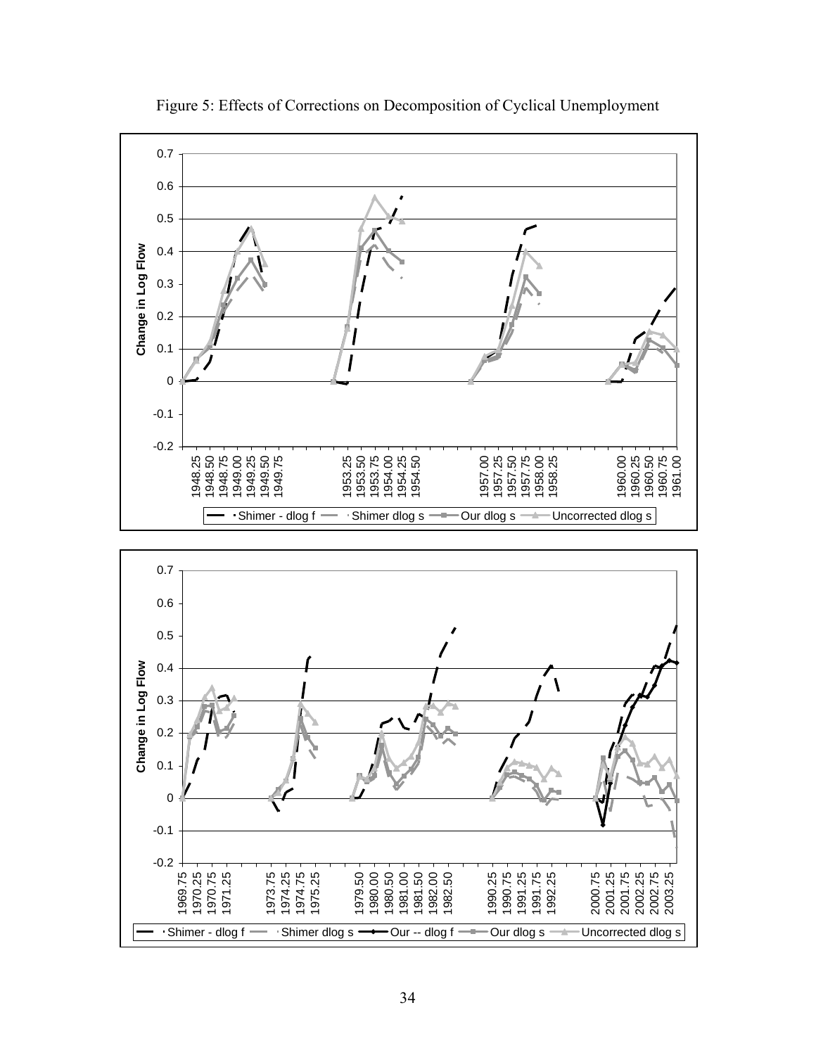Figure 5: Effects of Corrections on Decomposition of Cyclical Unemployment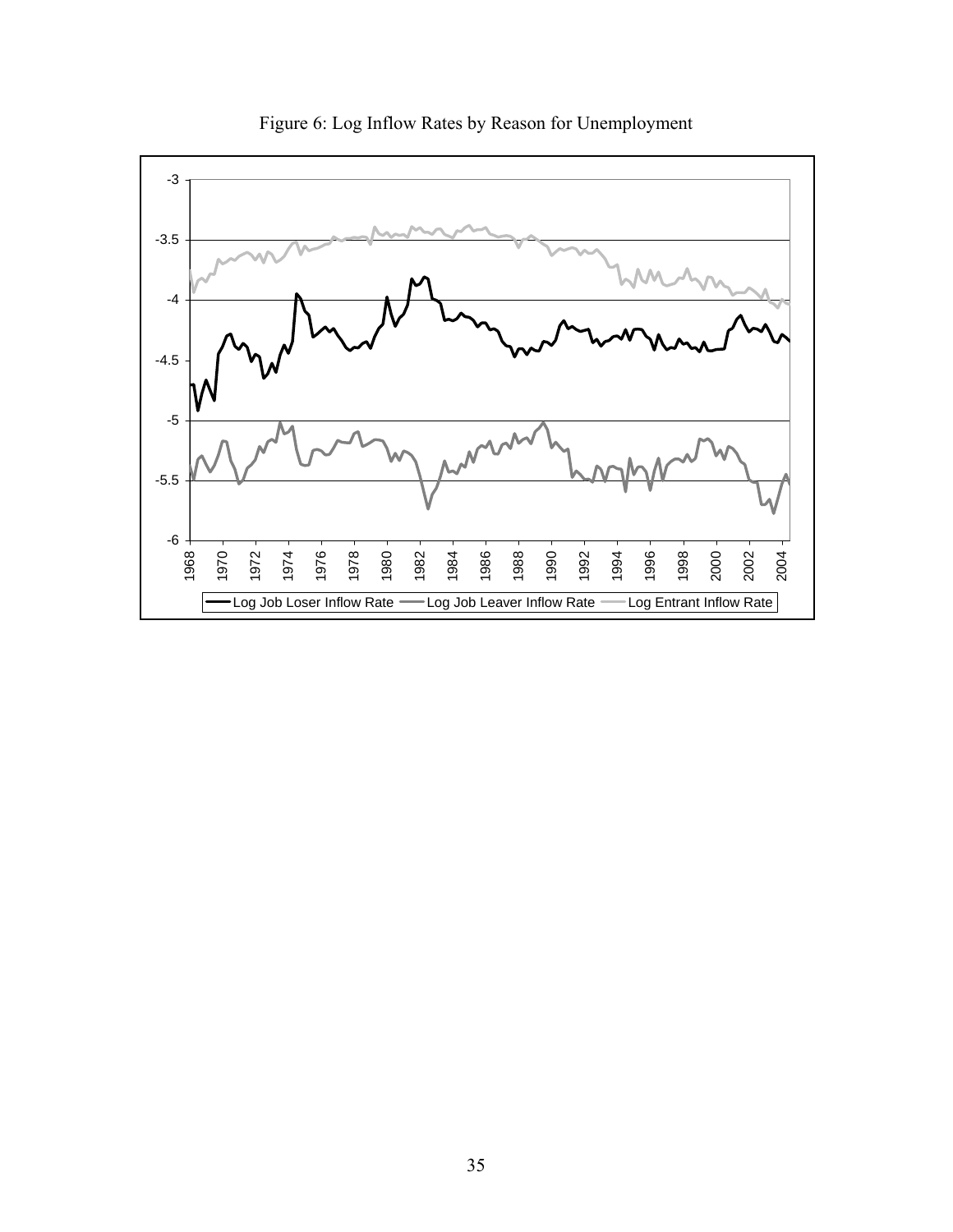Figure 6: Log Inflow Rates by Reason for Unemployment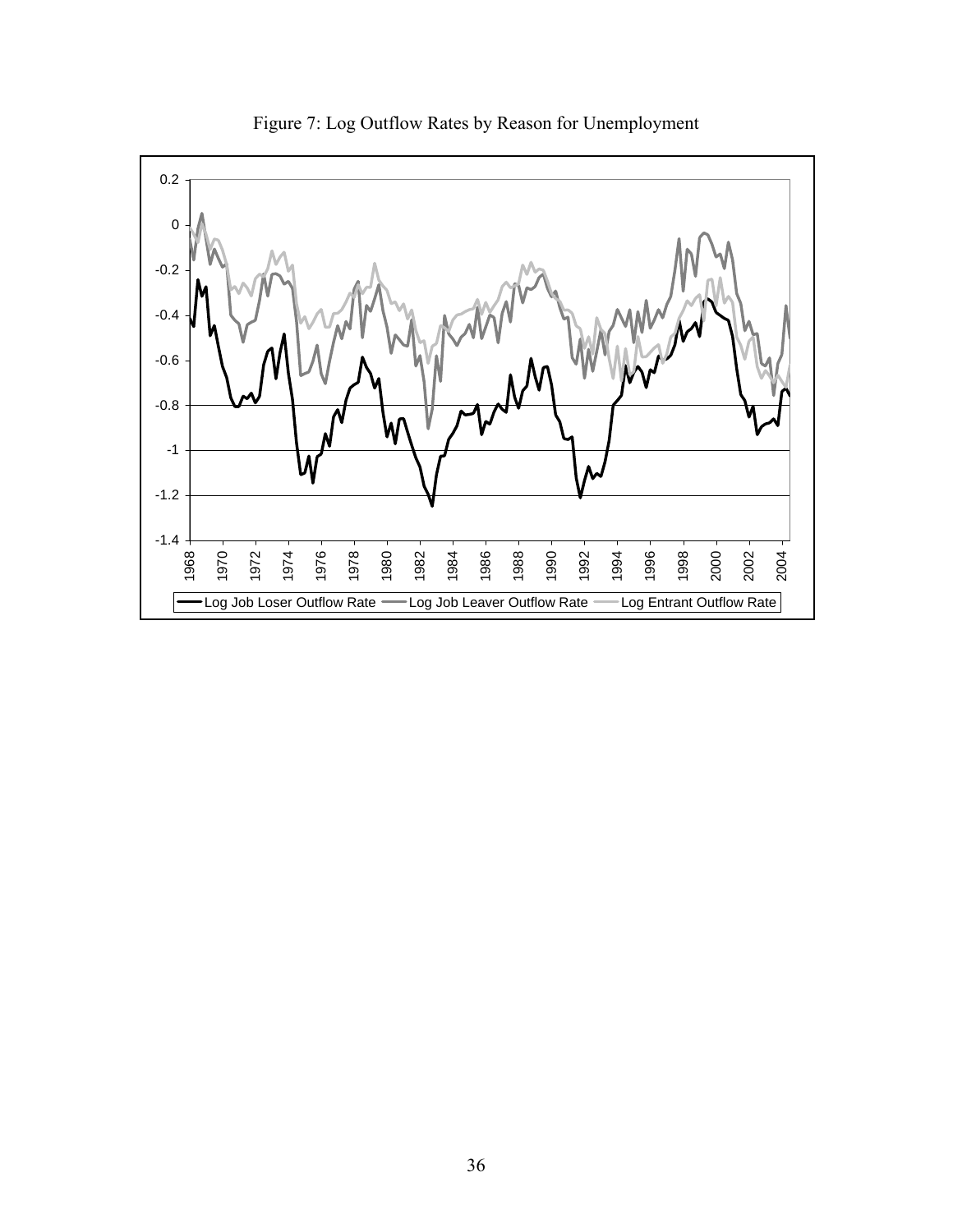Figure 7: Log Outflow Rates by Reason for Unemployment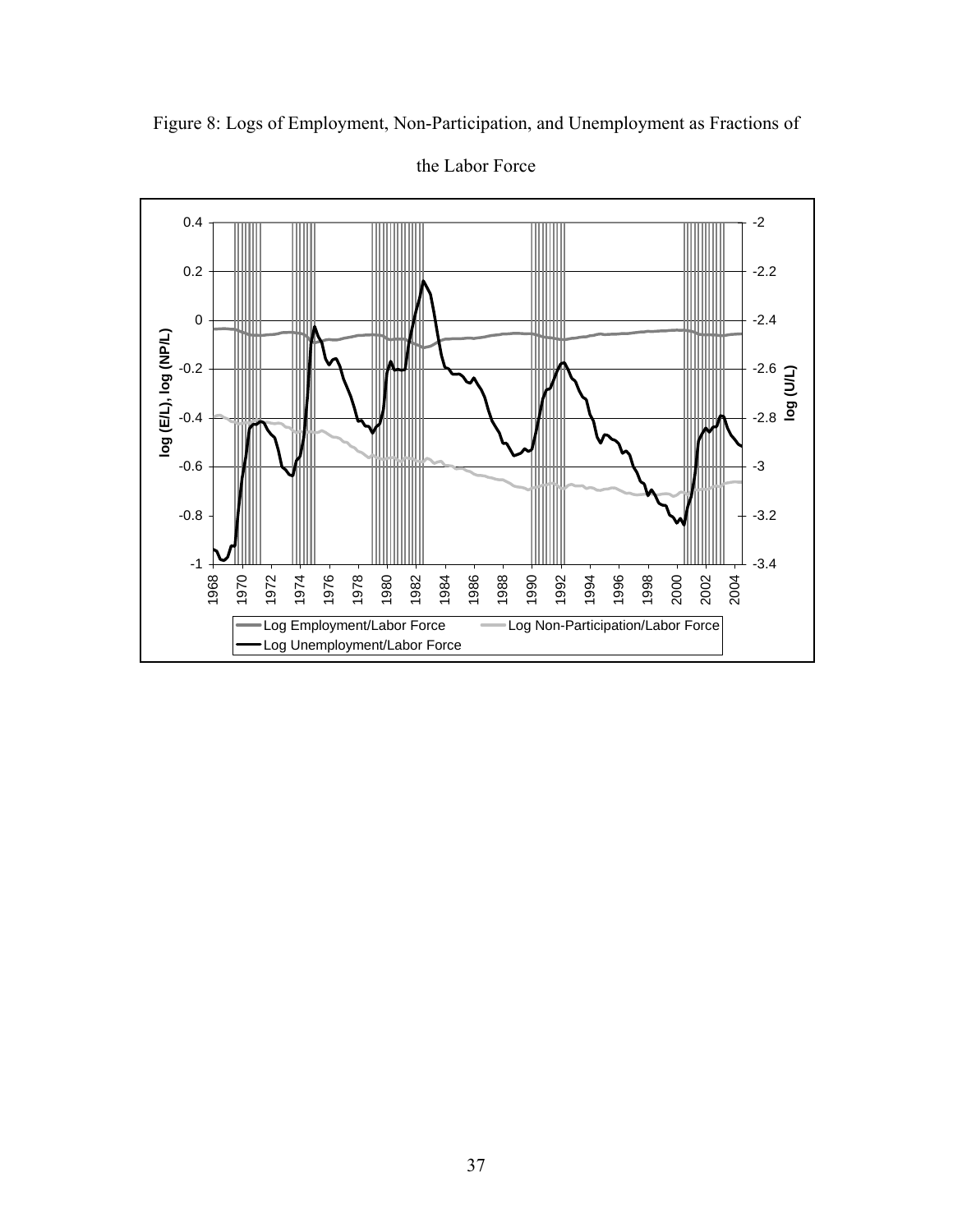Figure 8: Logs of Employment, Non-Participation, and Unemployment as Fractions of the Labor Force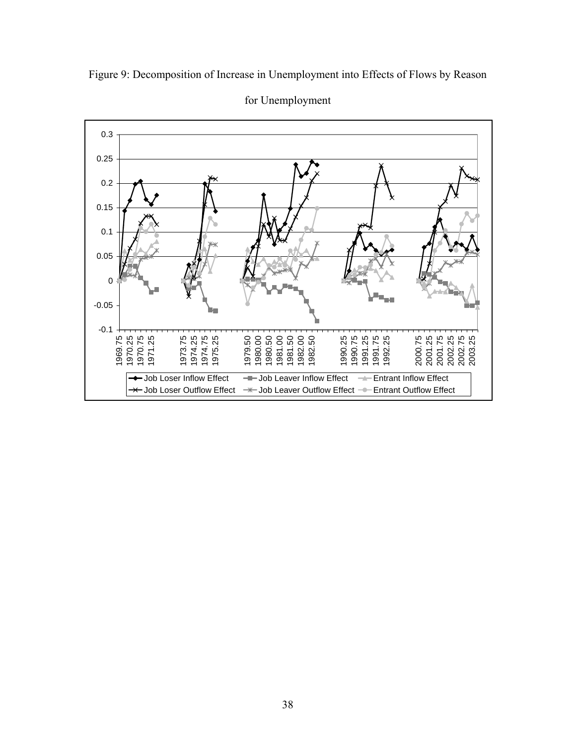Figure 9: Decomposition of Increase in Unemployment into Effects of Flows by Reason for Unemployment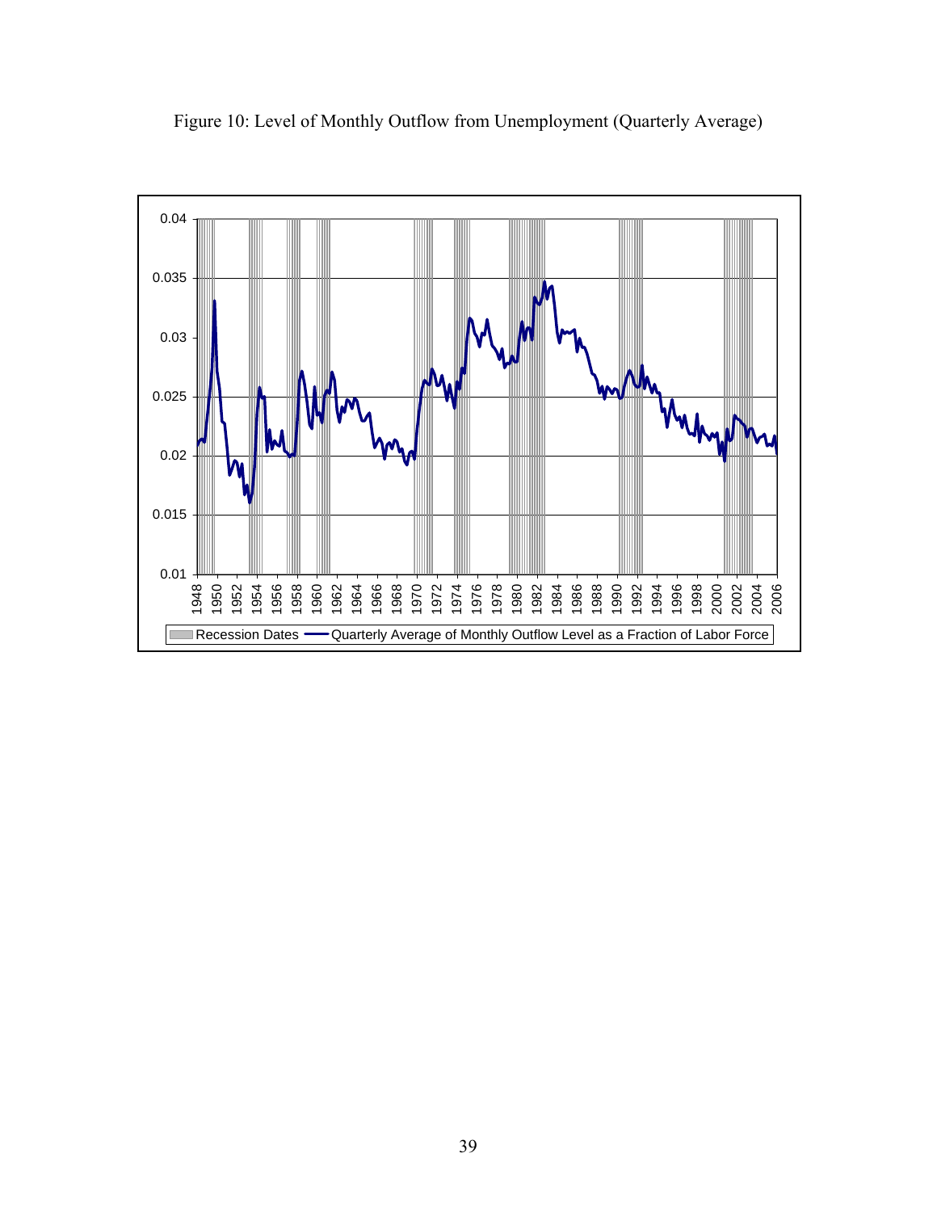Figure 10: Level of Monthly Outflow from Unemployment (Quarterly Average)

0.04
0.035
0.03
0.025
0.02
0.015
0.01

1948 1950 1952 1954 1956 1958 1960 1962 1964 1966 1968 1970 1972 1974 1976 1978 1980 1982 1984 1986 1988 1990 1992 1994 1996 1998 2000 2002 2004 2006

Recession Dates
Quarterly Average of Monthly Outflow Level as a Fraction of Labor Force